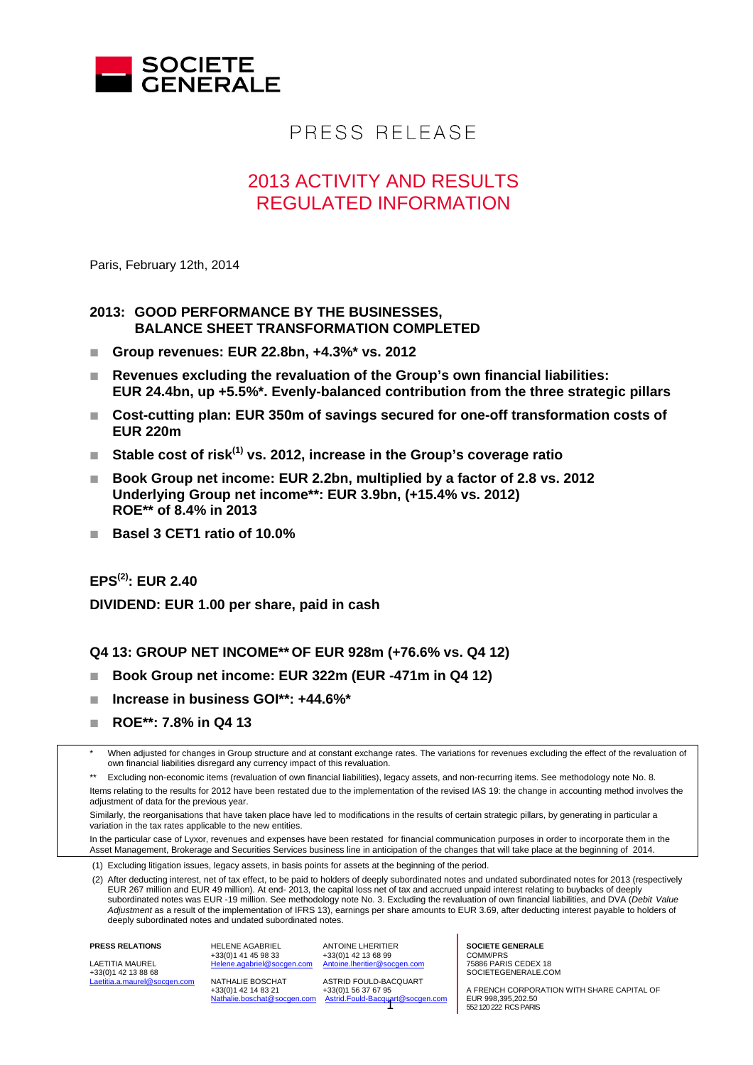# PRESS RELEASE

## 2013 ACTIVITY AND RESULTS REGULATED INFORMATION

Paris, February 12th, 2014

### 2013: GOOD PERFORMANCE BY THE BUSINESSES, BALANCE SHEET TRANSFORMATION COMPLETED

- **Group revenues: EUR 22.8bn, +4.3%* vs. 2012**
- **Revenues excluding the revaluation of the Group's own financial liabilities: EUR 24.4bn, up +5.5%*. Evenly-balanced contribution from the three strategic pillars**
- **Cost-cutting plan: EUR 350m of savings secured for one-off transformation costs of EUR 220m**
- **Stable cost of risk(1) vs. 2012, increase in the Group's coverage ratio**
- **Book Group net income: EUR 2.2bn, multiplied by a factor of 2.8 vs. 2012**
  **Underlying Group net income**: EUR 3.9bn, (+15.4% vs. 2012)**
  **ROE** of 8.4% in 2013**
- **Basel 3 CET1 ratio of 10.0%**

**EPS(2): EUR 2.40**

**DIVIDEND: EUR 1.00 per share, paid in cash**

### Q4 13: GROUP NET INCOME** OF EUR 928m (+76.6% vs. Q4 12)

- **Book Group net income: EUR 322m (EUR -471m in Q4 12)**
- **Increase in business GOI**: +44.6%***
- **ROE**: 7.8% in Q4 13**

\* When adjusted for changes in Group structure and at constant exchange rates. The variations for revenues excluding the effect of the revaluation of own financial liabilities disregard any currency impact of this revaluation.

\*\* Excluding non-economic items (revaluation of own financial liabilities), legacy assets, and non-recurring items. See methodology note No. 8.

Items relating to the results for 2012 have been restated due to the implementation of the revised IAS 19: the change in accounting method involves the adjustment of data for the previous year.

Similarly, the reorganisations that have taken place have led to modifications in the results of certain strategic pillars, by generating in particular a variation in the tax rates applicable to the new entities.

In the particular case of Lyxor, revenues and expenses have been restated for financial communication purposes in order to incorporate them in the Asset Management, Brokerage and Securities Services business line in anticipation of the changes that will take place at the beginning of 2014.

(1) Excluding litigation issues, legacy assets, in basis points for assets at the beginning of the period.

(2) After deducting interest, net of tax effect, to be paid to holders of deeply subordinated notes and undated subordinated notes for 2013 (respectively EUR 267 million and EUR 49 million). At end- 2013, the capital loss net of tax and accrued unpaid interest relating to buybacks of deeply subordinated notes was EUR -19 million. See methodology note No. 3. Excluding the revaluation of own financial liabilities, and DVA (*Debit Value Adjustment* as a result of the implementation of IFRS 13), earnings per share amounts to EUR 3.69, after deducting interest payable to holders of deeply subordinated notes and undated subordinated notes.

**PRESS RELATIONS**

LAETITIA MAUREL
+33(0)1 42 13 88 68
Laetitia.a.maurel@socgen.com

HELENE AGABRIEL
+33(0)1 41 45 98 33
Helene.agabriel@socgen.com

NATHALIE BOSCHAT
+33(0)1 42 14 83 21
Nathalie.boschat@socgen.com

ANTOINE LHERITIER
+33(0)1 42 13 68 99
Antoine.lheritier@socgen.com

ASTRID FOULD-BACQUART
+33(0)1 56 37 67 95
Astrid.Fould-Bacquart@socgen.com

**SOCIETE GENERALE**
COMM/PRS
75886 PARIS CEDEX 18
SOCIETEGENERALE.COM

A FRENCH CORPORATION WITH SHARE CAPITAL OF EUR 998,395,202.50
552 120 222 RCS PARIS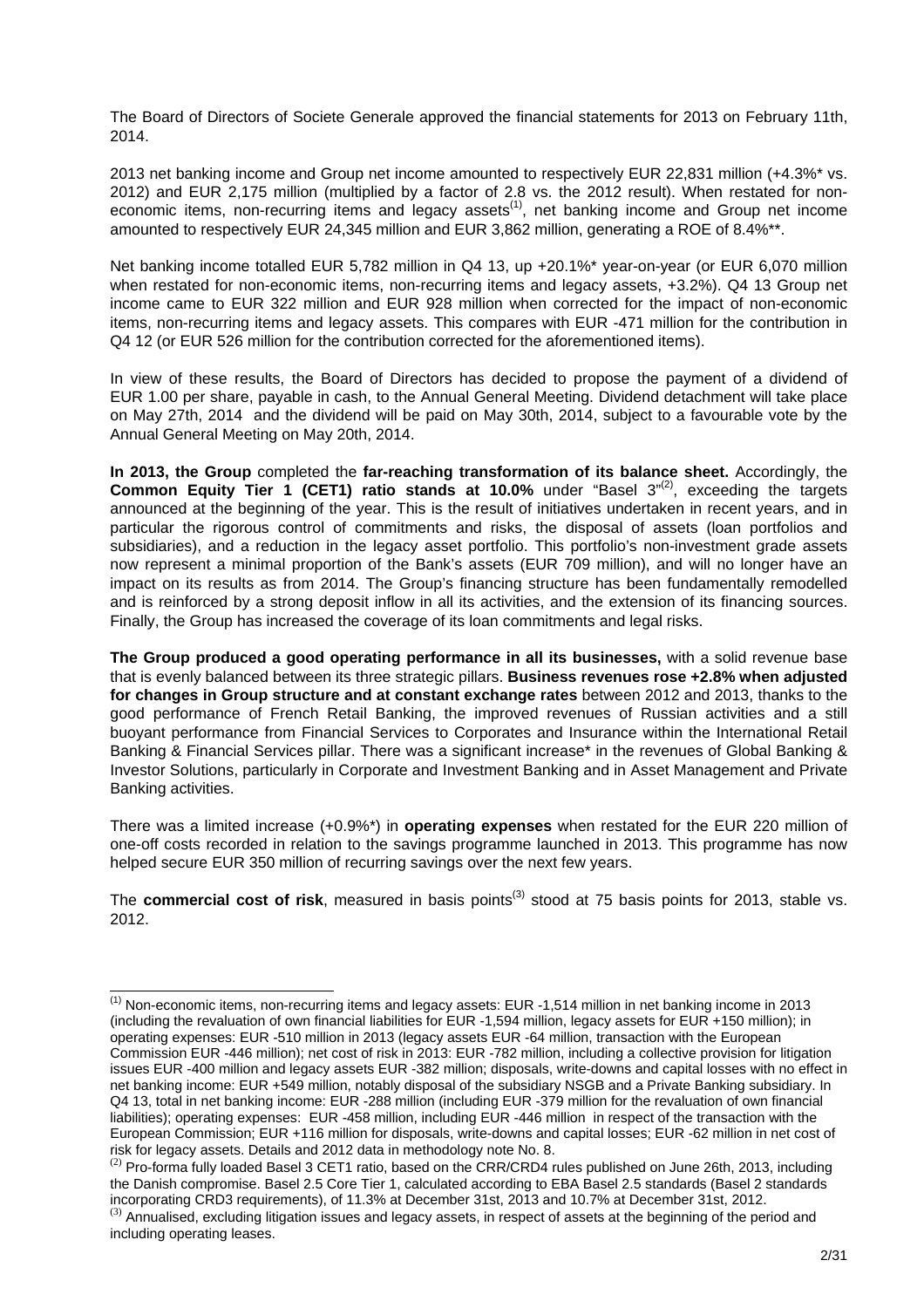The Board of Directors of Societe Generale approved the financial statements for 2013 on February 11th, 2014.

2013 net banking income and Group net income amounted to respectively EUR 22,831 million (+4.3%* vs. 2012) and EUR 2,175 million (multiplied by a factor of 2.8 vs. the 2012 result). When restated for non-economic items, non-recurring items and legacy assets[1], net banking income and Group net income amounted to respectively EUR 24,345 million and EUR 3,862 million, generating a ROE of 8.4%**.

Net banking income totalled EUR 5,782 million in Q4 13, up +20.1%* year-on-year (or EUR 6,070 million when restated for non-economic items, non-recurring items and legacy assets, +3.2%). Q4 13 Group net income came to EUR 322 million and EUR 928 million when corrected for the impact of non-economic items, non-recurring items and legacy assets. This compares with EUR -471 million for the contribution in Q4 12 (or EUR 526 million for the contribution corrected for the aforementioned items).

In view of these results, the Board of Directors has decided to propose the payment of a dividend of EUR 1.00 per share, payable in cash, to the Annual General Meeting. Dividend detachment will take place on May 27th, 2014 and the dividend will be paid on May 30th, 2014, subject to a favourable vote by the Annual General Meeting on May 20th, 2014.

**In 2013, the Group** completed the **far-reaching transformation of its balance sheet.** Accordingly, the **Common Equity Tier 1 (CET1) ratio stands at 10.0%** under "Basel 3"[2], exceeding the targets announced at the beginning of the year. This is the result of initiatives undertaken in recent years, and in particular the rigorous control of commitments and risks, the disposal of assets (loan portfolios and subsidiaries), and a reduction in the legacy asset portfolio. This portfolio's non-investment grade assets now represent a minimal proportion of the Bank's assets (EUR 709 million), and will no longer have an impact on its results as from 2014. The Group's financing structure has been fundamentally remodelled and is reinforced by a strong deposit inflow in all its activities, and the extension of its financing sources. Finally, the Group has increased the coverage of its loan commitments and legal risks.

**The Group produced a good operating performance in all its businesses,** with a solid revenue base that is evenly balanced between its three strategic pillars. **Business revenues rose +2.8% when adjusted for changes in Group structure and at constant exchange rates** between 2012 and 2013, thanks to the good performance of French Retail Banking, the improved revenues of Russian activities and a still buoyant performance from Financial Services to Corporates and Insurance within the International Retail Banking & Financial Services pillar. There was a significant increase* in the revenues of Global Banking & Investor Solutions, particularly in Corporate and Investment Banking and in Asset Management and Private Banking activities.

There was a limited increase (+0.9%*) in **operating expenses** when restated for the EUR 220 million of one-off costs recorded in relation to the savings programme launched in 2013. This programme has now helped secure EUR 350 million of recurring savings over the next few years.

The **commercial cost of risk**, measured in basis points[3] stood at 75 basis points for 2013, stable vs. 2012.

---

[1] Non-economic items, non-recurring items and legacy assets: EUR -1,514 million in net banking income in 2013 (including the revaluation of own financial liabilities for EUR -1,594 million, legacy assets for EUR +150 million); in operating expenses: EUR -510 million in 2013 (legacy assets EUR -64 million, transaction with the European Commission EUR -446 million); net cost of risk in 2013: EUR -782 million, including a collective provision for litigation issues EUR -400 million and legacy assets EUR -382 million; disposals, write-downs and capital losses with no effect in net banking income: EUR +549 million, notably disposal of the subsidiary NSGB and a Private Banking subsidiary. In Q4 13, total in net banking income: EUR -288 million (including EUR -379 million for the revaluation of own financial liabilities); operating expenses: EUR -458 million, including EUR -446 million in respect of the transaction with the European Commission; EUR +116 million for disposals, write-downs and capital losses; EUR -62 million in net cost of risk for legacy assets. Details and 2012 data in methodology note No. 8.

[2] Pro-forma fully loaded Basel 3 CET1 ratio, based on the CRR/CRD4 rules published on June 26th, 2013, including the Danish compromise. Basel 2.5 Core Tier 1, calculated according to EBA Basel 2.5 standards (Basel 2 standards incorporating CRD3 requirements), of 11.3% at December 31st, 2013 and 10.7% at December 31st, 2012.

[3] Annualised, excluding litigation issues and legacy assets, in respect of assets at the beginning of the period and including operating leases.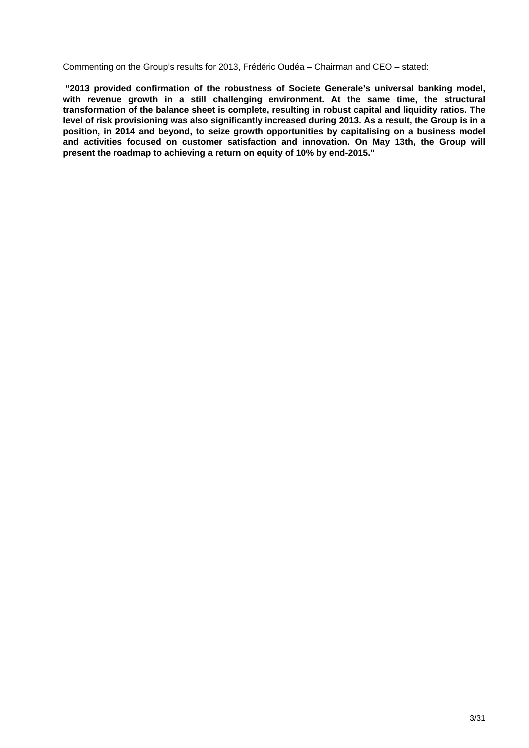Commenting on the Group's results for 2013, Frédéric Oudéa – Chairman and CEO – stated:

**"2013 provided confirmation of the robustness of Societe Generale's universal banking model, with revenue growth in a still challenging environment. At the same time, the structural transformation of the balance sheet is complete, resulting in robust capital and liquidity ratios. The level of risk provisioning was also significantly increased during 2013. As a result, the Group is in a position, in 2014 and beyond, to seize growth opportunities by capitalising on a business model and activities focused on customer satisfaction and innovation. On May 13th, the Group will present the roadmap to achieving a return on equity of 10% by end-2015."**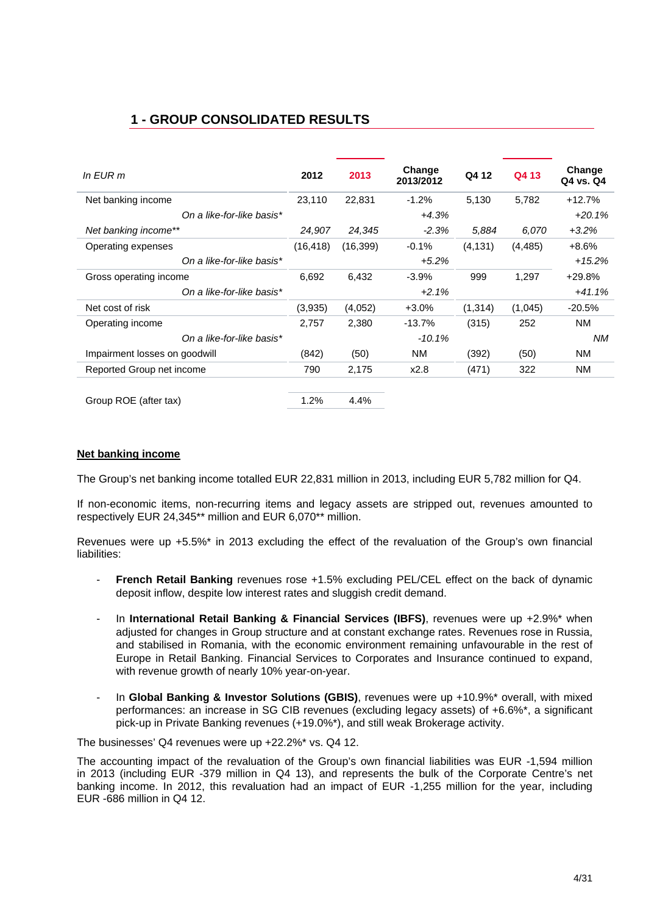## 1 - GROUP CONSOLIDATED RESULTS

| *In EUR m* | 2012 | 2013 | Change 2013/2012 | Q4 12 | Q4 13 | Change Q4 vs. Q4 |
|---|---|---|---|---|---|---|
| Net banking income | 23,110 | 22,831 | -1.2% | 5,130 | 5,782 | +12.7% |
| *On a like-for-like basis** | | | *+4.3%* | | | *+20.1%* |
| *Net banking income*** | *24,907* | *24,345* | *-2.3%* | *5,884* | *6,070* | *+3.2%* |
| Operating expenses | (16,418) | (16,399) | -0.1% | (4,131) | (4,485) | +8.6% |
| *On a like-for-like basis** | | | *+5.2%* | | | *+15.2%* |
| Gross operating income | 6,692 | 6,432 | -3.9% | 999 | 1,297 | +29.8% |
| *On a like-for-like basis** | | | *+2.1%* | | | *+41.1%* |
| Net cost of risk | (3,935) | (4,052) | +3.0% | (1,314) | (1,045) | -20.5% |
| Operating income | 2,757 | 2,380 | -13.7% | (315) | 252 | NM |
| *On a like-for-like basis** | | | *-10.1%* | | | *NM* |
| Impairment losses on goodwill | (842) | (50) | NM | (392) | (50) | NM |
| Reported Group net income | 790 | 2,175 | x2.8 | (471) | 322 | NM |
| | | | | | | |
| Group ROE (after tax) | 1.2% | 4.4% | | | | |

**Net banking income**

The Group's net banking income totalled EUR 22,831 million in 2013, including EUR 5,782 million for Q4.

If non-economic items, non-recurring items and legacy assets are stripped out, revenues amounted to respectively EUR 24,345** million and EUR 6,070** million.

Revenues were up +5.5%* in 2013 excluding the effect of the revaluation of the Group's own financial liabilities:

- **French Retail Banking** revenues rose +1.5% excluding PEL/CEL effect on the back of dynamic deposit inflow, despite low interest rates and sluggish credit demand.

- In **International Retail Banking & Financial Services (IBFS)**, revenues were up +2.9%* when adjusted for changes in Group structure and at constant exchange rates. Revenues rose in Russia, and stabilised in Romania, with the economic environment remaining unfavourable in the rest of Europe in Retail Banking. Financial Services to Corporates and Insurance continued to expand, with revenue growth of nearly 10% year-on-year.

- In **Global Banking & Investor Solutions (GBIS)**, revenues were up +10.9%* overall, with mixed performances: an increase in SG CIB revenues (excluding legacy assets) of +6.6%*, a significant pick-up in Private Banking revenues (+19.0%*), and still weak Brokerage activity.

The businesses' Q4 revenues were up +22.2%* vs. Q4 12.

The accounting impact of the revaluation of the Group's own financial liabilities was EUR -1,594 million in 2013 (including EUR -379 million in Q4 13), and represents the bulk of the Corporate Centre's net banking income. In 2012, this revaluation had an impact of EUR -1,255 million for the year, including EUR -686 million in Q4 12.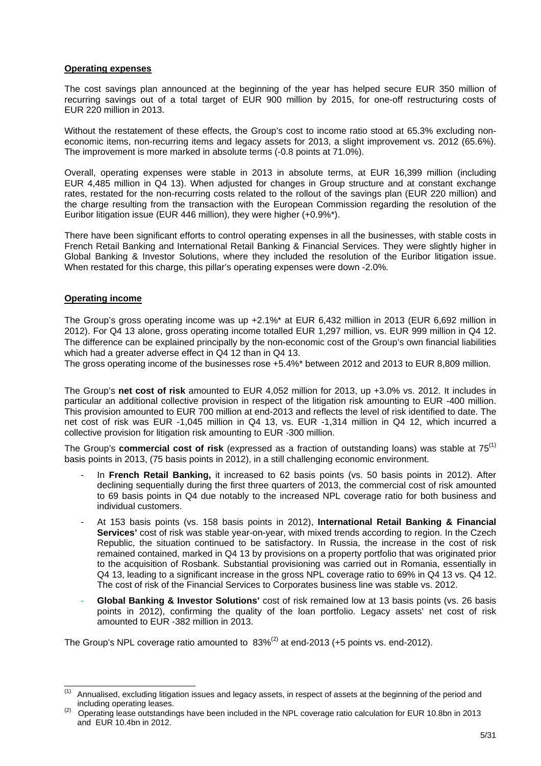**Operating expenses**

The cost savings plan announced at the beginning of the year has helped secure EUR 350 million of recurring savings out of a total target of EUR 900 million by 2015, for one-off restructuring costs of EUR 220 million in 2013.

Without the restatement of these effects, the Group's cost to income ratio stood at 65.3% excluding non-economic items, non-recurring items and legacy assets for 2013, a slight improvement vs. 2012 (65.6%). The improvement is more marked in absolute terms (-0.8 points at 71.0%).

Overall, operating expenses were stable in 2013 in absolute terms, at EUR 16,399 million (including EUR 4,485 million in Q4 13). When adjusted for changes in Group structure and at constant exchange rates, restated for the non-recurring costs related to the rollout of the savings plan (EUR 220 million) and the charge resulting from the transaction with the European Commission regarding the resolution of the Euribor litigation issue (EUR 446 million), they were higher (+0.9%*).

There have been significant efforts to control operating expenses in all the businesses, with stable costs in French Retail Banking and International Retail Banking & Financial Services. They were slightly higher in Global Banking & Investor Solutions, where they included the resolution of the Euribor litigation issue. When restated for this charge, this pillar's operating expenses were down -2.0%.

**Operating income**

The Group's gross operating income was up +2.1%* at EUR 6,432 million in 2013 (EUR 6,692 million in 2012). For Q4 13 alone, gross operating income totalled EUR 1,297 million, vs. EUR 999 million in Q4 12. The difference can be explained principally by the non-economic cost of the Group's own financial liabilities which had a greater adverse effect in Q4 12 than in Q4 13.

The gross operating income of the businesses rose +5.4%* between 2012 and 2013 to EUR 8,809 million.

The Group's **net cost of risk** amounted to EUR 4,052 million for 2013, up +3.0% vs. 2012. It includes in particular an additional collective provision in respect of the litigation risk amounting to EUR -400 million. This provision amounted to EUR 700 million at end-2013 and reflects the level of risk identified to date. The net cost of risk was EUR -1,045 million in Q4 13, vs. EUR -1,314 million in Q4 12, which incurred a collective provision for litigation risk amounting to EUR -300 million.

The Group's **commercial cost of risk** (expressed as a fraction of outstanding loans) was stable at 75[(1)] basis points in 2013, (75 basis points in 2012), in a still challenging economic environment.

- In **French Retail Banking,** it increased to 62 basis points (vs. 50 basis points in 2012). After declining sequentially during the first three quarters of 2013, the commercial cost of risk amounted to 69 basis points in Q4 due notably to the increased NPL coverage ratio for both business and individual customers.
- At 153 basis points (vs. 158 basis points in 2012), **International Retail Banking & Financial Services'** cost of risk was stable year-on-year, with mixed trends according to region. In the Czech Republic, the situation continued to be satisfactory. In Russia, the increase in the cost of risk remained contained, marked in Q4 13 by provisions on a property portfolio that was originated prior to the acquisition of Rosbank. Substantial provisioning was carried out in Romania, essentially in Q4 13, leading to a significant increase in the gross NPL coverage ratio to 69% in Q4 13 vs. Q4 12. The cost of risk of the Financial Services to Corporates business line was stable vs. 2012.
- **Global Banking & Investor Solutions'** cost of risk remained low at 13 basis points (vs. 26 basis points in 2012), confirming the quality of the loan portfolio. Legacy assets' net cost of risk amounted to EUR -382 million in 2013.

The Group's NPL coverage ratio amounted to 83%[(2)] at end-2013 (+5 points vs. end-2012).

---

(1) Annualised, excluding litigation issues and legacy assets, in respect of assets at the beginning of the period and including operating leases.

(2) Operating lease outstandings have been included in the NPL coverage ratio calculation for EUR 10.8bn in 2013 and EUR 10.4bn in 2012.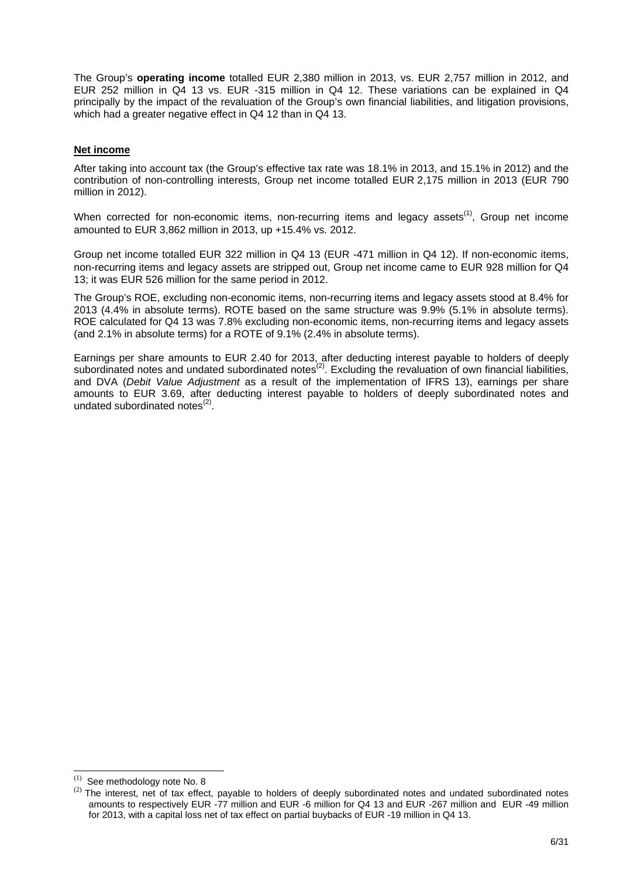The Group's **operating income** totalled EUR 2,380 million in 2013, vs. EUR 2,757 million in 2012, and EUR 252 million in Q4 13 vs. EUR -315 million in Q4 12. These variations can be explained in Q4 principally by the impact of the revaluation of the Group's own financial liabilities, and litigation provisions, which had a greater negative effect in Q4 12 than in Q4 13.

**Net income**

After taking into account tax (the Group's effective tax rate was 18.1% in 2013, and 15.1% in 2012) and the contribution of non-controlling interests, Group net income totalled EUR 2,175 million in 2013 (EUR 790 million in 2012).

When corrected for non-economic items, non-recurring items and legacy assets[1], Group net income amounted to EUR 3,862 million in 2013, up +15.4% vs. 2012.

Group net income totalled EUR 322 million in Q4 13 (EUR -471 million in Q4 12). If non-economic items, non-recurring items and legacy assets are stripped out, Group net income came to EUR 928 million for Q4 13; it was EUR 526 million for the same period in 2012.

The Group's ROE, excluding non-economic items, non-recurring items and legacy assets stood at 8.4% for 2013 (4.4% in absolute terms). ROTE based on the same structure was 9.9% (5.1% in absolute terms). ROE calculated for Q4 13 was 7.8% excluding non-economic items, non-recurring items and legacy assets (and 2.1% in absolute terms) for a ROTE of 9.1% (2.4% in absolute terms).

Earnings per share amounts to EUR 2.40 for 2013, after deducting interest payable to holders of deeply subordinated notes and undated subordinated notes[2]. Excluding the revaluation of own financial liabilities, and DVA (*Debit Value Adjustment* as a result of the implementation of IFRS 13), earnings per share amounts to EUR 3.69, after deducting interest payable to holders of deeply subordinated notes and undated subordinated notes[2].

---

[1] See methodology note No. 8

[2] The interest, net of tax effect, payable to holders of deeply subordinated notes and undated subordinated notes amounts to respectively EUR -77 million and EUR -6 million for Q4 13 and EUR -267 million and EUR -49 million for 2013, with a capital loss net of tax effect on partial buybacks of EUR -19 million in Q4 13.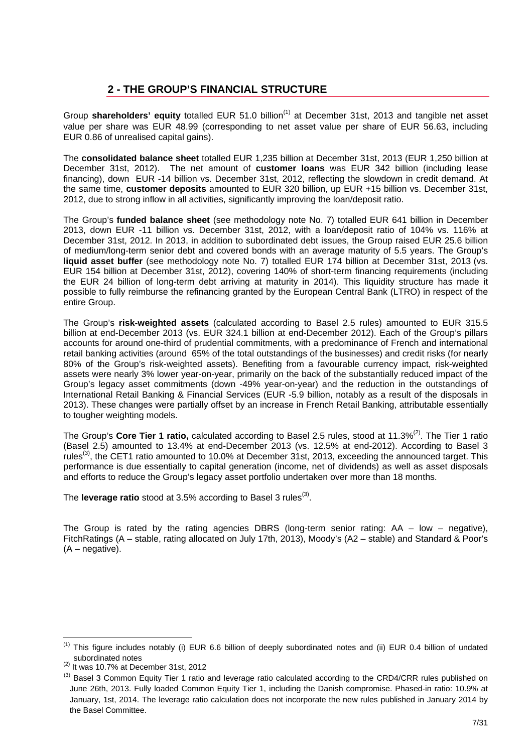## 2 - THE GROUP'S FINANCIAL STRUCTURE

Group **shareholders' equity** totalled EUR 51.0 billion[(1)] at December 31st, 2013 and tangible net asset value per share was EUR 48.99 (corresponding to net asset value per share of EUR 56.63, including EUR 0.86 of unrealised capital gains).

The **consolidated balance sheet** totalled EUR 1,235 billion at December 31st, 2013 (EUR 1,250 billion at December 31st, 2012). The net amount of **customer loans** was EUR 342 billion (including lease financing), down EUR -14 billion vs. December 31st, 2012, reflecting the slowdown in credit demand. At the same time, **customer deposits** amounted to EUR 320 billion, up EUR +15 billion vs. December 31st, 2012, due to strong inflow in all activities, significantly improving the loan/deposit ratio.

The Group's **funded balance sheet** (see methodology note No. 7) totalled EUR 641 billion in December 2013, down EUR -11 billion vs. December 31st, 2012, with a loan/deposit ratio of 104% vs. 116% at December 31st, 2012. In 2013, in addition to subordinated debt issues, the Group raised EUR 25.6 billion of medium/long-term senior debt and covered bonds with an average maturity of 5.5 years. The Group's **liquid asset buffer** (see methodology note No. 7) totalled EUR 174 billion at December 31st, 2013 (vs. EUR 154 billion at December 31st, 2012), covering 140% of short-term financing requirements (including the EUR 24 billion of long-term debt arriving at maturity in 2014). This liquidity structure has made it possible to fully reimburse the refinancing granted by the European Central Bank (LTRO) in respect of the entire Group.

The Group's **risk-weighted assets** (calculated according to Basel 2.5 rules) amounted to EUR 315.5 billion at end-December 2013 (vs. EUR 324.1 billion at end-December 2012). Each of the Group's pillars accounts for around one-third of prudential commitments, with a predominance of French and international retail banking activities (around 65% of the total outstandings of the businesses) and credit risks (for nearly 80% of the Group's risk-weighted assets). Benefiting from a favourable currency impact, risk-weighted assets were nearly 3% lower year-on-year, primarily on the back of the substantially reduced impact of the Group's legacy asset commitments (down -49% year-on-year) and the reduction in the outstandings of International Retail Banking & Financial Services (EUR -5.9 billion, notably as a result of the disposals in 2013). These changes were partially offset by an increase in French Retail Banking, attributable essentially to tougher weighting models.

The Group's **Core Tier 1 ratio,** calculated according to Basel 2.5 rules, stood at 11.3%[(2)]. The Tier 1 ratio (Basel 2.5) amounted to 13.4% at end-December 2013 (vs. 12.5% at end-2012). According to Basel 3 rules[(3)], the CET1 ratio amounted to 10.0% at December 31st, 2013, exceeding the announced target. This performance is due essentially to capital generation (income, net of dividends) as well as asset disposals and efforts to reduce the Group's legacy asset portfolio undertaken over more than 18 months.

The **leverage ratio** stood at 3.5% according to Basel 3 rules[(3)].

The Group is rated by the rating agencies DBRS (long-term senior rating: AA – low – negative), FitchRatings (A – stable, rating allocated on July 17th, 2013), Moody's (A2 – stable) and Standard & Poor's (A – negative).

---

[(1)] This figure includes notably (i) EUR 6.6 billion of deeply subordinated notes and (ii) EUR 0.4 billion of undated subordinated notes

[(2)] It was 10.7% at December 31st, 2012

[(3)] Basel 3 Common Equity Tier 1 ratio and leverage ratio calculated according to the CRD4/CRR rules published on June 26th, 2013. Fully loaded Common Equity Tier 1, including the Danish compromise. Phased-in ratio: 10.9% at January, 1st, 2014. The leverage ratio calculation does not incorporate the new rules published in January 2014 by the Basel Committee.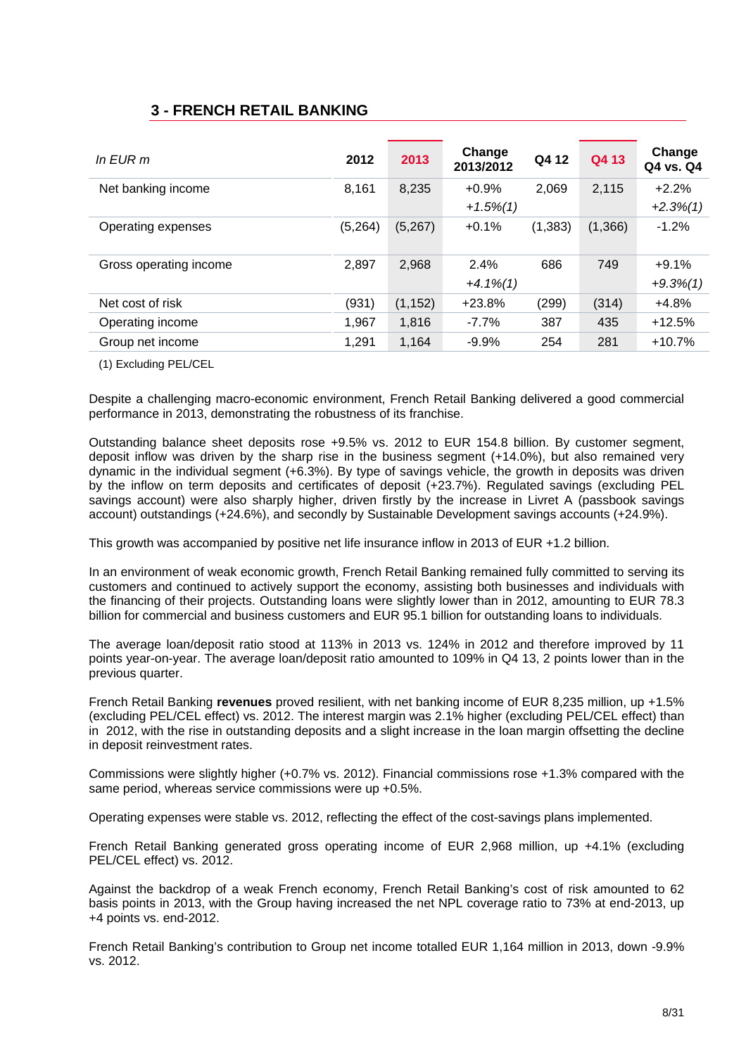## 3 - FRENCH RETAIL BANKING

| *In EUR m* | 2012 | 2013 | Change 2013/2012 | Q4 12 | Q4 13 | Change Q4 vs. Q4 |
|---|---|---|---|---|---|---|
| Net banking income | 8,161 | 8,235 | +0.9%<br>*+1.5%(1)* | 2,069 | 2,115 | +2.2%<br>*+2.3%(1)* |
| Operating expenses | (5,264) | (5,267) | +0.1% | (1,383) | (1,366) | -1.2% |
| Gross operating income | 2,897 | 2,968 | 2.4%<br>*+4.1%(1)* | 686 | 749 | +9.1%<br>*+9.3%(1)* |
| Net cost of risk | (931) | (1,152) | +23.8% | (299) | (314) | +4.8% |
| Operating income | 1,967 | 1,816 | -7.7% | 387 | 435 | +12.5% |
| Group net income | 1,291 | 1,164 | -9.9% | 254 | 281 | +10.7% |

(1) Excluding PEL/CEL

Despite a challenging macro-economic environment, French Retail Banking delivered a good commercial performance in 2013, demonstrating the robustness of its franchise.

Outstanding balance sheet deposits rose +9.5% vs. 2012 to EUR 154.8 billion. By customer segment, deposit inflow was driven by the sharp rise in the business segment (+14.0%), but also remained very dynamic in the individual segment (+6.3%). By type of savings vehicle, the growth in deposits was driven by the inflow on term deposits and certificates of deposit (+23.7%). Regulated savings (excluding PEL savings account) were also sharply higher, driven firstly by the increase in Livret A (passbook savings account) outstandings (+24.6%), and secondly by Sustainable Development savings accounts (+24.9%).

This growth was accompanied by positive net life insurance inflow in 2013 of EUR +1.2 billion.

In an environment of weak economic growth, French Retail Banking remained fully committed to serving its customers and continued to actively support the economy, assisting both businesses and individuals with the financing of their projects. Outstanding loans were slightly lower than in 2012, amounting to EUR 78.3 billion for commercial and business customers and EUR 95.1 billion for outstanding loans to individuals.

The average loan/deposit ratio stood at 113% in 2013 vs. 124% in 2012 and therefore improved by 11 points year-on-year. The average loan/deposit ratio amounted to 109% in Q4 13, 2 points lower than in the previous quarter.

French Retail Banking **revenues** proved resilient, with net banking income of EUR 8,235 million, up +1.5% (excluding PEL/CEL effect) vs. 2012. The interest margin was 2.1% higher (excluding PEL/CEL effect) than in 2012, with the rise in outstanding deposits and a slight increase in the loan margin offsetting the decline in deposit reinvestment rates.

Commissions were slightly higher (+0.7% vs. 2012). Financial commissions rose +1.3% compared with the same period, whereas service commissions were up +0.5%.

Operating expenses were stable vs. 2012, reflecting the effect of the cost-savings plans implemented.

French Retail Banking generated gross operating income of EUR 2,968 million, up +4.1% (excluding PEL/CEL effect) vs. 2012.

Against the backdrop of a weak French economy, French Retail Banking's cost of risk amounted to 62 basis points in 2013, with the Group having increased the net NPL coverage ratio to 73% at end-2013, up +4 points vs. end-2012.

French Retail Banking's contribution to Group net income totalled EUR 1,164 million in 2013, down -9.9% vs. 2012.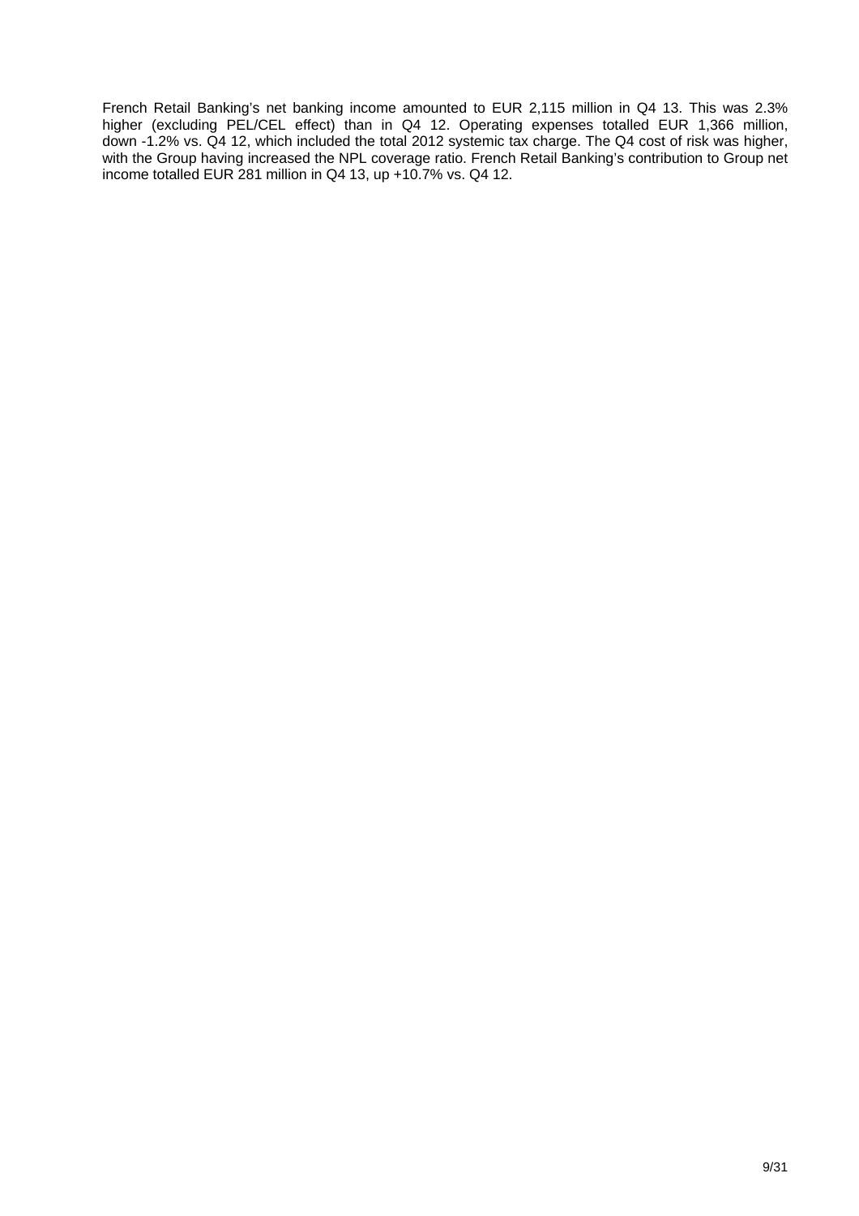French Retail Banking's net banking income amounted to EUR 2,115 million in Q4 13. This was 2.3% higher (excluding PEL/CEL effect) than in Q4 12. Operating expenses totalled EUR 1,366 million, down -1.2% vs. Q4 12, which included the total 2012 systemic tax charge. The Q4 cost of risk was higher, with the Group having increased the NPL coverage ratio. French Retail Banking's contribution to Group net income totalled EUR 281 million in Q4 13, up +10.7% vs. Q4 12.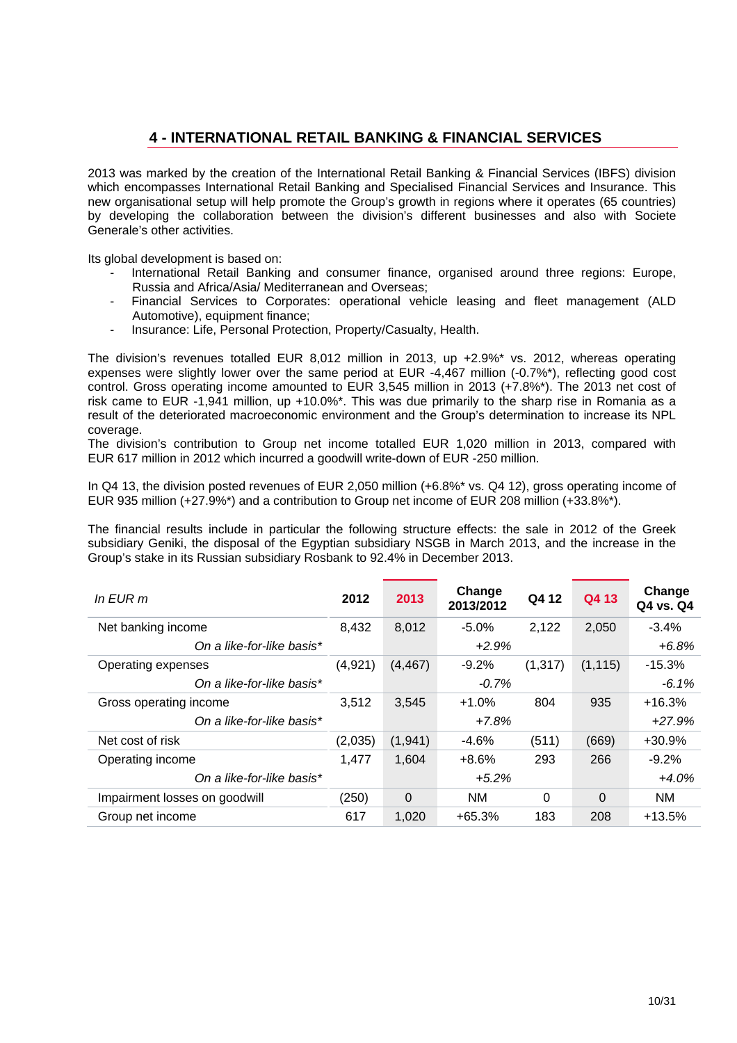## 4 - INTERNATIONAL RETAIL BANKING & FINANCIAL SERVICES

2013 was marked by the creation of the International Retail Banking & Financial Services (IBFS) division which encompasses International Retail Banking and Specialised Financial Services and Insurance. This new organisational setup will help promote the Group's growth in regions where it operates (65 countries) by developing the collaboration between the division's different businesses and also with Societe Generale's other activities.

Its global development is based on:

- International Retail Banking and consumer finance, organised around three regions: Europe, Russia and Africa/Asia/ Mediterranean and Overseas;
- Financial Services to Corporates: operational vehicle leasing and fleet management (ALD Automotive), equipment finance;
- Insurance: Life, Personal Protection, Property/Casualty, Health.

The division's revenues totalled EUR 8,012 million in 2013, up +2.9%* vs. 2012, whereas operating expenses were slightly lower over the same period at EUR -4,467 million (-0.7%*), reflecting good cost control. Gross operating income amounted to EUR 3,545 million in 2013 (+7.8%*). The 2013 net cost of risk came to EUR -1,941 million, up +10.0%*. This was due primarily to the sharp rise in Romania as a result of the deteriorated macroeconomic environment and the Group's determination to increase its NPL coverage.
The division's contribution to Group net income totalled EUR 1,020 million in 2013, compared with EUR 617 million in 2012 which incurred a goodwill write-down of EUR -250 million.

In Q4 13, the division posted revenues of EUR 2,050 million (+6.8%* vs. Q4 12), gross operating income of EUR 935 million (+27.9%*) and a contribution to Group net income of EUR 208 million (+33.8%*).

The financial results include in particular the following structure effects: the sale in 2012 of the Greek subsidiary Geniki, the disposal of the Egyptian subsidiary NSGB in March 2013, and the increase in the Group's stake in its Russian subsidiary Rosbank to 92.4% in December 2013.

| *In EUR m* | 2012 | 2013 | Change 2013/2012 | Q4 12 | Q4 13 | Change Q4 vs. Q4 |
|---|---|---|---|---|---|---|
| Net banking income | 8,432 | 8,012 | -5.0% | 2,122 | 2,050 | -3.4% |
| *On a like-for-like basis** | | | *+2.9%* | | | *+6.8%* |
| Operating expenses | (4,921) | (4,467) | -9.2% | (1,317) | (1,115) | -15.3% |
| *On a like-for-like basis** | | | *-0.7%* | | | *-6.1%* |
| Gross operating income | 3,512 | 3,545 | +1.0% | 804 | 935 | +16.3% |
| *On a like-for-like basis** | | | *+7.8%* | | | *+27.9%* |
| Net cost of risk | (2,035) | (1,941) | -4.6% | (511) | (669) | +30.9% |
| Operating income | 1,477 | 1,604 | +8.6% | 293 | 266 | -9.2% |
| *On a like-for-like basis** | | | *+5.2%* | | | *+4.0%* |
| Impairment losses on goodwill | (250) | 0 | NM | 0 | 0 | NM |
| Group net income | 617 | 1,020 | +65.3% | 183 | 208 | +13.5% |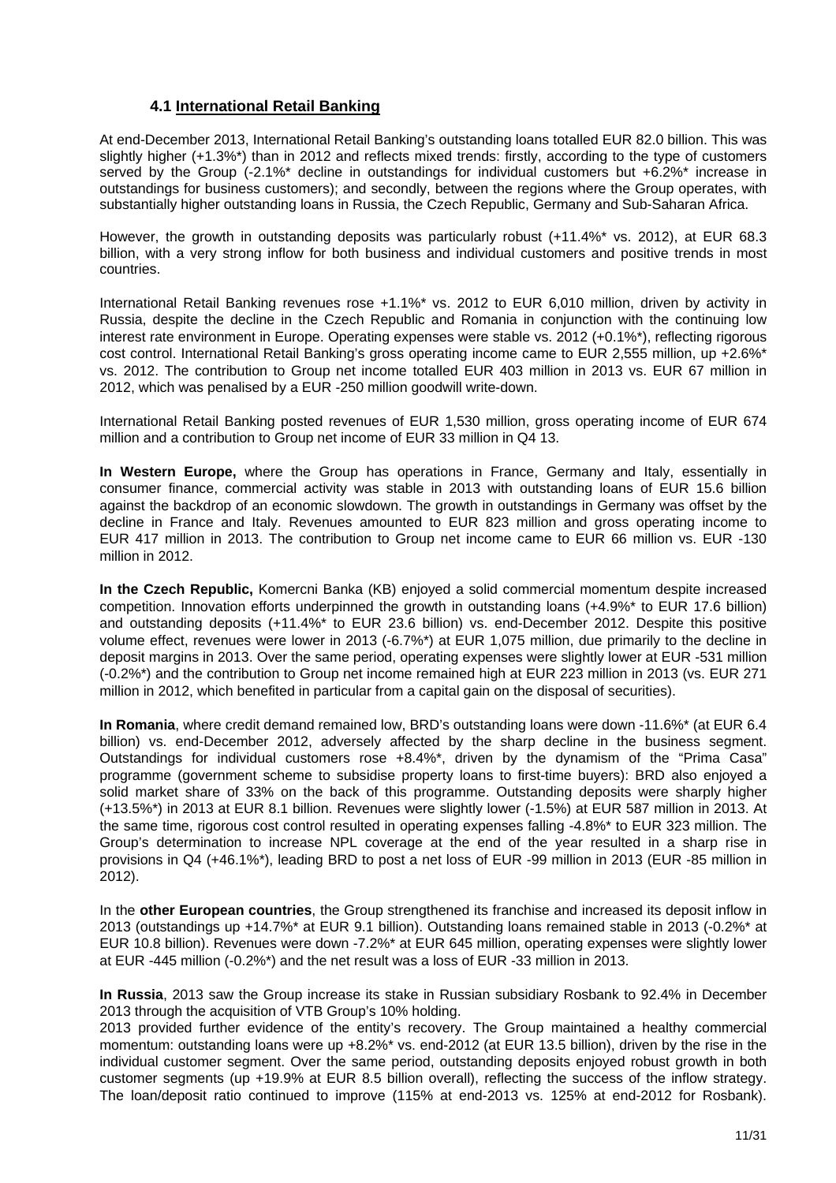### 4.1 International Retail Banking

At end-December 2013, International Retail Banking's outstanding loans totalled EUR 82.0 billion. This was slightly higher (+1.3%*) than in 2012 and reflects mixed trends: firstly, according to the type of customers served by the Group (-2.1%* decline in outstandings for individual customers but +6.2%* increase in outstandings for business customers); and secondly, between the regions where the Group operates, with substantially higher outstanding loans in Russia, the Czech Republic, Germany and Sub-Saharan Africa.

However, the growth in outstanding deposits was particularly robust (+11.4%* vs. 2012), at EUR 68.3 billion, with a very strong inflow for both business and individual customers and positive trends in most countries.

International Retail Banking revenues rose +1.1%* vs. 2012 to EUR 6,010 million, driven by activity in Russia, despite the decline in the Czech Republic and Romania in conjunction with the continuing low interest rate environment in Europe. Operating expenses were stable vs. 2012 (+0.1%*), reflecting rigorous cost control. International Retail Banking's gross operating income came to EUR 2,555 million, up +2.6%* vs. 2012. The contribution to Group net income totalled EUR 403 million in 2013 vs. EUR 67 million in 2012, which was penalised by a EUR -250 million goodwill write-down.

International Retail Banking posted revenues of EUR 1,530 million, gross operating income of EUR 674 million and a contribution to Group net income of EUR 33 million in Q4 13.

**In Western Europe,** where the Group has operations in France, Germany and Italy, essentially in consumer finance, commercial activity was stable in 2013 with outstanding loans of EUR 15.6 billion against the backdrop of an economic slowdown. The growth in outstandings in Germany was offset by the decline in France and Italy. Revenues amounted to EUR 823 million and gross operating income to EUR 417 million in 2013. The contribution to Group net income came to EUR 66 million vs. EUR -130 million in 2012.

**In the Czech Republic,** Komercni Banka (KB) enjoyed a solid commercial momentum despite increased competition. Innovation efforts underpinned the growth in outstanding loans (+4.9%* to EUR 17.6 billion) and outstanding deposits (+11.4%* to EUR 23.6 billion) vs. end-December 2012. Despite this positive volume effect, revenues were lower in 2013 (-6.7%*) at EUR 1,075 million, due primarily to the decline in deposit margins in 2013. Over the same period, operating expenses were slightly lower at EUR -531 million (-0.2%*) and the contribution to Group net income remained high at EUR 223 million in 2013 (vs. EUR 271 million in 2012, which benefited in particular from a capital gain on the disposal of securities).

**In Romania**, where credit demand remained low, BRD's outstanding loans were down -11.6%* (at EUR 6.4 billion) vs. end-December 2012, adversely affected by the sharp decline in the business segment. Outstandings for individual customers rose +8.4%*, driven by the dynamism of the "Prima Casa" programme (government scheme to subsidise property loans to first-time buyers): BRD also enjoyed a solid market share of 33% on the back of this programme. Outstanding deposits were sharply higher (+13.5%*) in 2013 at EUR 8.1 billion. Revenues were slightly lower (-1.5%) at EUR 587 million in 2013. At the same time, rigorous cost control resulted in operating expenses falling -4.8%* to EUR 323 million. The Group's determination to increase NPL coverage at the end of the year resulted in a sharp rise in provisions in Q4 (+46.1%*), leading BRD to post a net loss of EUR -99 million in 2013 (EUR -85 million in 2012).

In the **other European countries**, the Group strengthened its franchise and increased its deposit inflow in 2013 (outstandings up +14.7%* at EUR 9.1 billion). Outstanding loans remained stable in 2013 (-0.2%* at EUR 10.8 billion). Revenues were down -7.2%* at EUR 645 million, operating expenses were slightly lower at EUR -445 million (-0.2%*) and the net result was a loss of EUR -33 million in 2013.

**In Russia**, 2013 saw the Group increase its stake in Russian subsidiary Rosbank to 92.4% in December 2013 through the acquisition of VTB Group's 10% holding.

2013 provided further evidence of the entity's recovery. The Group maintained a healthy commercial momentum: outstanding loans were up +8.2%* vs. end-2012 (at EUR 13.5 billion), driven by the rise in the individual customer segment. Over the same period, outstanding deposits enjoyed robust growth in both customer segments (up +19.9% at EUR 8.5 billion overall), reflecting the success of the inflow strategy. The loan/deposit ratio continued to improve (115% at end-2013 vs. 125% at end-2012 for Rosbank).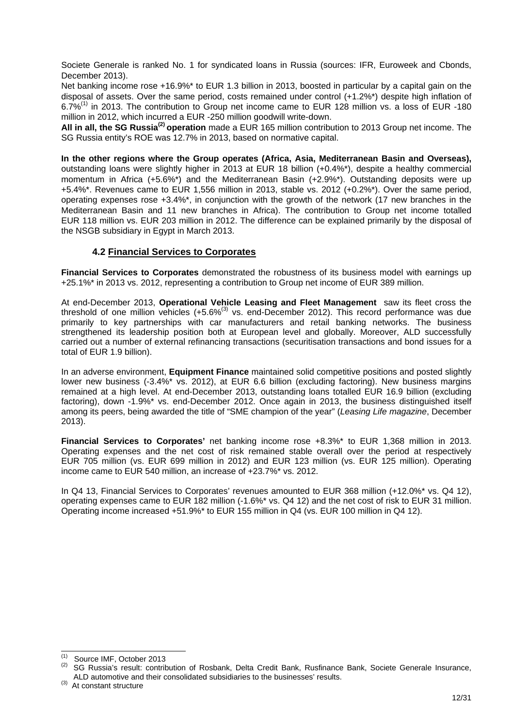Societe Generale is ranked No. 1 for syndicated loans in Russia (sources: IFR, Euroweek and Cbonds, December 2013).

Net banking income rose +16.9%* to EUR 1.3 billion in 2013, boosted in particular by a capital gain on the disposal of assets. Over the same period, costs remained under control (+1.2%*) despite high inflation of 6.7%[1] in 2013. The contribution to Group net income came to EUR 128 million vs. a loss of EUR -180 million in 2012, which incurred a EUR -250 million goodwill write-down.

**All in all, the SG Russia[2] operation** made a EUR 165 million contribution to 2013 Group net income. The SG Russia entity's ROE was 12.7% in 2013, based on normative capital.

**In the other regions where the Group operates (Africa, Asia, Mediterranean Basin and Overseas),** outstanding loans were slightly higher in 2013 at EUR 18 billion (+0.4%*), despite a healthy commercial momentum in Africa (+5.6%*) and the Mediterranean Basin (+2.9%*). Outstanding deposits were up +5.4%*. Revenues came to EUR 1,556 million in 2013, stable vs. 2012 (+0.2%*). Over the same period, operating expenses rose +3.4%*, in conjunction with the growth of the network (17 new branches in the Mediterranean Basin and 11 new branches in Africa). The contribution to Group net income totalled EUR 118 million vs. EUR 203 million in 2012. The difference can be explained primarily by the disposal of the NSGB subsidiary in Egypt in March 2013.

### 4.2 Financial Services to Corporates

**Financial Services to Corporates** demonstrated the robustness of its business model with earnings up +25.1%* in 2013 vs. 2012, representing a contribution to Group net income of EUR 389 million.

At end-December 2013, **Operational Vehicle Leasing and Fleet Management** saw its fleet cross the threshold of one million vehicles (+5.6%[3] vs. end-December 2012). This record performance was due primarily to key partnerships with car manufacturers and retail banking networks. The business strengthened its leadership position both at European level and globally. Moreover, ALD successfully carried out a number of external refinancing transactions (securitisation transactions and bond issues for a total of EUR 1.9 billion).

In an adverse environment, **Equipment Finance** maintained solid competitive positions and posted slightly lower new business (-3.4%* vs. 2012), at EUR 6.6 billion (excluding factoring). New business margins remained at a high level. At end-December 2013, outstanding loans totalled EUR 16.9 billion (excluding factoring), down -1.9%* vs. end-December 2012. Once again in 2013, the business distinguished itself among its peers, being awarded the title of "SME champion of the year" (*Leasing Life magazine*, December 2013).

**Financial Services to Corporates'** net banking income rose +8.3%* to EUR 1,368 million in 2013. Operating expenses and the net cost of risk remained stable overall over the period at respectively EUR 705 million (vs. EUR 699 million in 2012) and EUR 123 million (vs. EUR 125 million). Operating income came to EUR 540 million, an increase of +23.7%* vs. 2012.

In Q4 13, Financial Services to Corporates' revenues amounted to EUR 368 million (+12.0%* vs. Q4 12), operating expenses came to EUR 182 million (-1.6%* vs. Q4 12) and the net cost of risk to EUR 31 million. Operating income increased +51.9%* to EUR 155 million in Q4 (vs. EUR 100 million in Q4 12).

---

[1] Source IMF, October 2013

[2] SG Russia's result: contribution of Rosbank, Delta Credit Bank, Rusfinance Bank, Societe Generale Insurance, ALD automotive and their consolidated subsidiaries to the businesses' results.

[3] At constant structure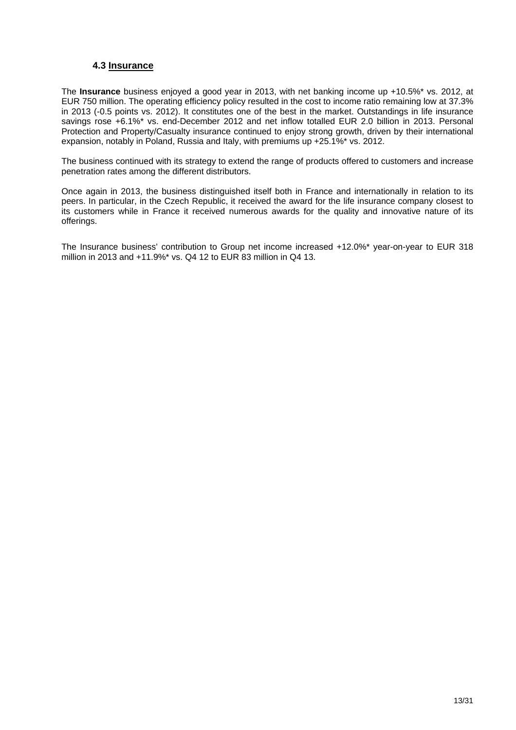### 4.3 Insurance

The **Insurance** business enjoyed a good year in 2013, with net banking income up +10.5%* vs. 2012, at EUR 750 million. The operating efficiency policy resulted in the cost to income ratio remaining low at 37.3% in 2013 (-0.5 points vs. 2012). It constitutes one of the best in the market. Outstandings in life insurance savings rose +6.1%* vs. end-December 2012 and net inflow totalled EUR 2.0 billion in 2013. Personal Protection and Property/Casualty insurance continued to enjoy strong growth, driven by their international expansion, notably in Poland, Russia and Italy, with premiums up +25.1%* vs. 2012.

The business continued with its strategy to extend the range of products offered to customers and increase penetration rates among the different distributors.

Once again in 2013, the business distinguished itself both in France and internationally in relation to its peers. In particular, in the Czech Republic, it received the award for the life insurance company closest to its customers while in France it received numerous awards for the quality and innovative nature of its offerings.

The Insurance business' contribution to Group net income increased +12.0%* year-on-year to EUR 318 million in 2013 and +11.9%* vs. Q4 12 to EUR 83 million in Q4 13.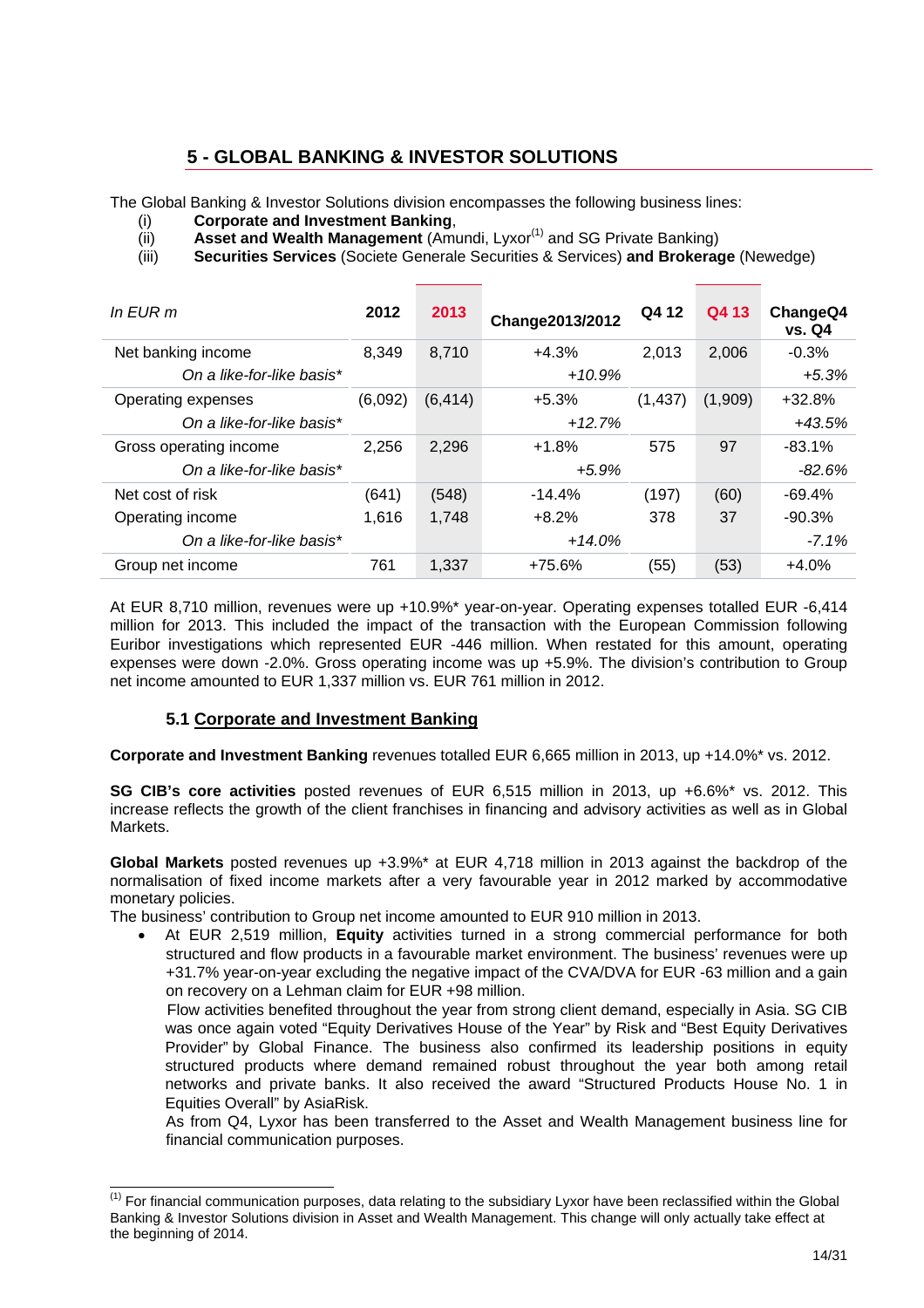## 5 - GLOBAL BANKING & INVESTOR SOLUTIONS

The Global Banking & Investor Solutions division encompasses the following business lines:

(i) **Corporate and Investment Banking**,
(ii) **Asset and Wealth Management** (Amundi, Lyxor[1] and SG Private Banking)
(iii) **Securities Services** (Societe Generale Securities & Services) **and Brokerage** (Newedge)

| *In EUR m* | 2012 | 2013 | Change2013/2012 | Q4 12 | Q4 13 | ChangeQ4 vs. Q4 |
|---|---|---|---|---|---|---|
| Net banking income | 8,349 | 8,710 | +4.3% | 2,013 | 2,006 | -0.3% |
| *On a like-for-like basis\** | | | *+10.9%* | | | *+5.3%* |
| Operating expenses | (6,092) | (6,414) | +5.3% | (1,437) | (1,909) | +32.8% |
| *On a like-for-like basis\** | | | *+12.7%* | | | *+43.5%* |
| Gross operating income | 2,256 | 2,296 | +1.8% | 575 | 97 | -83.1% |
| *On a like-for-like basis\** | | | *+5.9%* | | | *-82.6%* |
| Net cost of risk | (641) | (548) | -14.4% | (197) | (60) | -69.4% |
| Operating income | 1,616 | 1,748 | +8.2% | 378 | 37 | -90.3% |
| *On a like-for-like basis\** | | | *+14.0%* | | | *-7.1%* |
| Group net income | 761 | 1,337 | +75.6% | (55) | (53) | +4.0% |

At EUR 8,710 million, revenues were up +10.9%* year-on-year. Operating expenses totalled EUR -6,414 million for 2013. This included the impact of the transaction with the European Commission following Euribor investigations which represented EUR -446 million. When restated for this amount, operating expenses were down -2.0%. Gross operating income was up +5.9%. The division's contribution to Group net income amounted to EUR 1,337 million vs. EUR 761 million in 2012.

### 5.1 Corporate and Investment Banking

**Corporate and Investment Banking** revenues totalled EUR 6,665 million in 2013, up +14.0%* vs. 2012.

**SG CIB's core activities** posted revenues of EUR 6,515 million in 2013, up +6.6%* vs. 2012. This increase reflects the growth of the client franchises in financing and advisory activities as well as in Global Markets.

**Global Markets** posted revenues up +3.9%* at EUR 4,718 million in 2013 against the backdrop of the normalisation of fixed income markets after a very favourable year in 2012 marked by accommodative monetary policies.

The business' contribution to Group net income amounted to EUR 910 million in 2013.

- At EUR 2,519 million, **Equity** activities turned in a strong commercial performance for both structured and flow products in a favourable market environment. The business' revenues were up +31.7% year-on-year excluding the negative impact of the CVA/DVA for EUR -63 million and a gain on recovery on a Lehman claim for EUR +98 million.

  Flow activities benefited throughout the year from strong client demand, especially in Asia. SG CIB was once again voted "Equity Derivatives House of the Year" by Risk and "Best Equity Derivatives Provider" by Global Finance. The business also confirmed its leadership positions in equity structured products where demand remained robust throughout the year both among retail networks and private banks. It also received the award "Structured Products House No. 1 in Equities Overall" by AsiaRisk.

  As from Q4, Lyxor has been transferred to the Asset and Wealth Management business line for financial communication purposes.

---

[1] For financial communication purposes, data relating to the subsidiary Lyxor have been reclassified within the Global Banking & Investor Solutions division in Asset and Wealth Management. This change will only actually take effect at the beginning of 2014.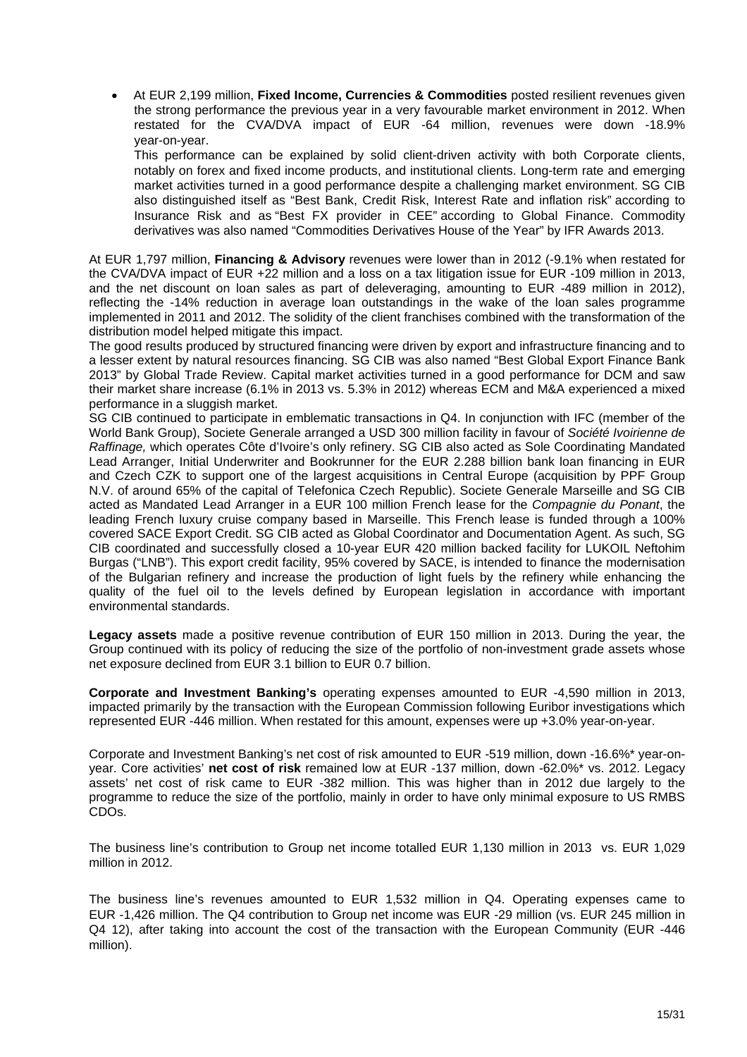- At EUR 2,199 million, **Fixed Income, Currencies & Commodities** posted resilient revenues given the strong performance the previous year in a very favourable market environment in 2012. When restated for the CVA/DVA impact of EUR -64 million, revenues were down -18.9% year-on-year.

  This performance can be explained by solid client-driven activity with both Corporate clients, notably on forex and fixed income products, and institutional clients. Long-term rate and emerging market activities turned in a good performance despite a challenging market environment. SG CIB also distinguished itself as "Best Bank, Credit Risk, Interest Rate and inflation risk" according to Insurance Risk and as "Best FX provider in CEE" according to Global Finance. Commodity derivatives was also named "Commodities Derivatives House of the Year" by IFR Awards 2013.

At EUR 1,797 million, **Financing & Advisory** revenues were lower than in 2012 (-9.1% when restated for the CVA/DVA impact of EUR +22 million and a loss on a tax litigation issue for EUR -109 million in 2013, and the net discount on loan sales as part of deleveraging, amounting to EUR -489 million in 2012), reflecting the -14% reduction in average loan outstandings in the wake of the loan sales programme implemented in 2011 and 2012. The solidity of the client franchises combined with the transformation of the distribution model helped mitigate this impact.

The good results produced by structured financing were driven by export and infrastructure financing and to a lesser extent by natural resources financing. SG CIB was also named "Best Global Export Finance Bank 2013" by Global Trade Review. Capital market activities turned in a good performance for DCM and saw their market share increase (6.1% in 2013 vs. 5.3% in 2012) whereas ECM and M&A experienced a mixed performance in a sluggish market.

SG CIB continued to participate in emblematic transactions in Q4. In conjunction with IFC (member of the World Bank Group), Societe Generale arranged a USD 300 million facility in favour of *Société Ivoirienne de Raffinage,* which operates Côte d'Ivoire's only refinery. SG CIB also acted as Sole Coordinating Mandated Lead Arranger, Initial Underwriter and Bookrunner for the EUR 2.288 billion bank loan financing in EUR and Czech CZK to support one of the largest acquisitions in Central Europe (acquisition by PPF Group N.V. of around 65% of the capital of Telefonica Czech Republic). Societe Generale Marseille and SG CIB acted as Mandated Lead Arranger in a EUR 100 million French lease for the *Compagnie du Ponant*, the leading French luxury cruise company based in Marseille. This French lease is funded through a 100% covered SACE Export Credit. SG CIB acted as Global Coordinator and Documentation Agent. As such, SG CIB coordinated and successfully closed a 10-year EUR 420 million backed facility for LUKOIL Neftohim Burgas ("LNB"). This export credit facility, 95% covered by SACE, is intended to finance the modernisation of the Bulgarian refinery and increase the production of light fuels by the refinery while enhancing the quality of the fuel oil to the levels defined by European legislation in accordance with important environmental standards.

**Legacy assets** made a positive revenue contribution of EUR 150 million in 2013. During the year, the Group continued with its policy of reducing the size of the portfolio of non-investment grade assets whose net exposure declined from EUR 3.1 billion to EUR 0.7 billion.

**Corporate and Investment Banking's** operating expenses amounted to EUR -4,590 million in 2013, impacted primarily by the transaction with the European Commission following Euribor investigations which represented EUR -446 million. When restated for this amount, expenses were up +3.0% year-on-year.

Corporate and Investment Banking's net cost of risk amounted to EUR -519 million, down -16.6%* year-on-year. Core activities' **net cost of risk** remained low at EUR -137 million, down -62.0%* vs. 2012. Legacy assets' net cost of risk came to EUR -382 million. This was higher than in 2012 due largely to the programme to reduce the size of the portfolio, mainly in order to have only minimal exposure to US RMBS CDOs.

The business line's contribution to Group net income totalled EUR 1,130 million in 2013 vs. EUR 1,029 million in 2012.

The business line's revenues amounted to EUR 1,532 million in Q4. Operating expenses came to EUR -1,426 million. The Q4 contribution to Group net income was EUR -29 million (vs. EUR 245 million in Q4 12), after taking into account the cost of the transaction with the European Community (EUR -446 million).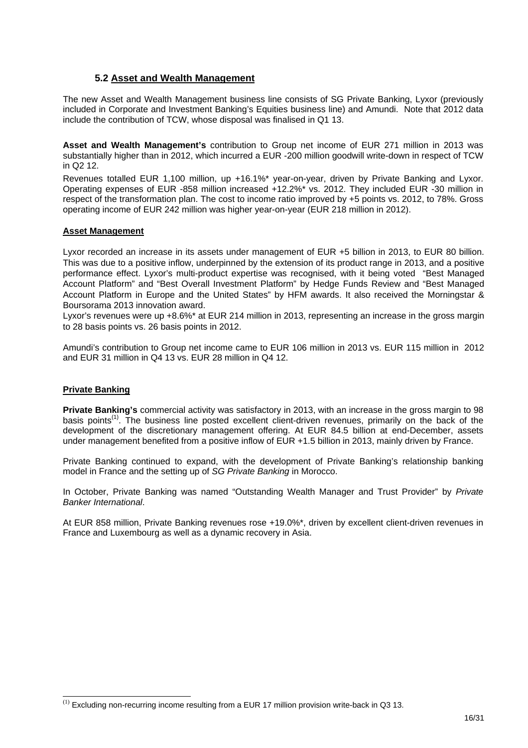## 5.2 Asset and Wealth Management

The new Asset and Wealth Management business line consists of SG Private Banking, Lyxor (previously included in Corporate and Investment Banking's Equities business line) and Amundi. Note that 2012 data include the contribution of TCW, whose disposal was finalised in Q1 13.

**Asset and Wealth Management's** contribution to Group net income of EUR 271 million in 2013 was substantially higher than in 2012, which incurred a EUR -200 million goodwill write-down in respect of TCW in Q2 12.

Revenues totalled EUR 1,100 million, up +16.1%* year-on-year, driven by Private Banking and Lyxor. Operating expenses of EUR -858 million increased +12.2%* vs. 2012. They included EUR -30 million in respect of the transformation plan. The cost to income ratio improved by +5 points vs. 2012, to 78%. Gross operating income of EUR 242 million was higher year-on-year (EUR 218 million in 2012).

### Asset Management

Lyxor recorded an increase in its assets under management of EUR +5 billion in 2013, to EUR 80 billion. This was due to a positive inflow, underpinned by the extension of its product range in 2013, and a positive performance effect. Lyxor's multi-product expertise was recognised, with it being voted "Best Managed Account Platform" and "Best Overall Investment Platform" by Hedge Funds Review and "Best Managed Account Platform in Europe and the United States" by HFM awards. It also received the Morningstar & Boursorama 2013 innovation award.

Lyxor's revenues were up +8.6%* at EUR 214 million in 2013, representing an increase in the gross margin to 28 basis points vs. 26 basis points in 2012.

Amundi's contribution to Group net income came to EUR 106 million in 2013 vs. EUR 115 million in 2012 and EUR 31 million in Q4 13 vs. EUR 28 million in Q4 12.

### Private Banking

**Private Banking's** commercial activity was satisfactory in 2013, with an increase in the gross margin to 98 basis points[(1)]. The business line posted excellent client-driven revenues, primarily on the back of the development of the discretionary management offering. At EUR 84.5 billion at end-December, assets under management benefited from a positive inflow of EUR +1.5 billion in 2013, mainly driven by France.

Private Banking continued to expand, with the development of Private Banking's relationship banking model in France and the setting up of *SG Private Banking* in Morocco.

In October, Private Banking was named "Outstanding Wealth Manager and Trust Provider" by *Private Banker International*.

At EUR 858 million, Private Banking revenues rose +19.0%*, driven by excellent client-driven revenues in France and Luxembourg as well as a dynamic recovery in Asia.

---

(1) Excluding non-recurring income resulting from a EUR 17 million provision write-back in Q3 13.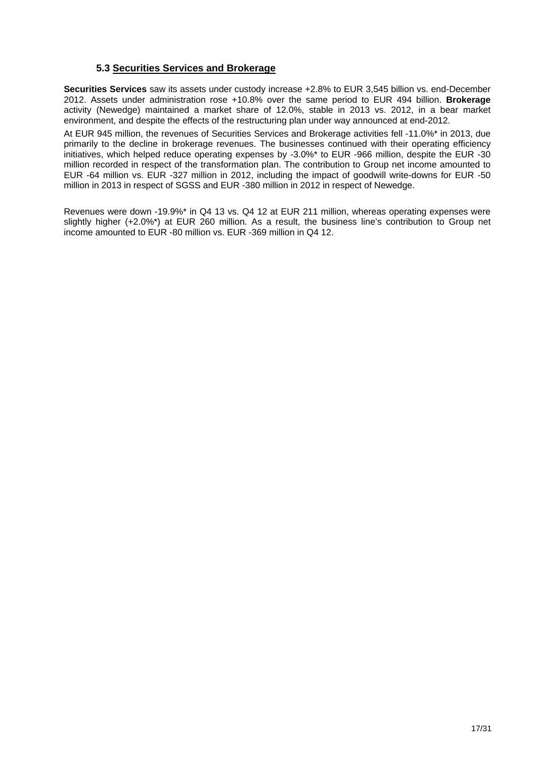### 5.3 Securities Services and Brokerage

**Securities Services** saw its assets under custody increase +2.8% to EUR 3,545 billion vs. end-December 2012. Assets under administration rose +10.8% over the same period to EUR 494 billion. **Brokerage** activity (Newedge) maintained a market share of 12.0%, stable in 2013 vs. 2012, in a bear market environment, and despite the effects of the restructuring plan under way announced at end-2012.

At EUR 945 million, the revenues of Securities Services and Brokerage activities fell -11.0%* in 2013, due primarily to the decline in brokerage revenues. The businesses continued with their operating efficiency initiatives, which helped reduce operating expenses by -3.0%* to EUR -966 million, despite the EUR -30 million recorded in respect of the transformation plan. The contribution to Group net income amounted to EUR -64 million vs. EUR -327 million in 2012, including the impact of goodwill write-downs for EUR -50 million in 2013 in respect of SGSS and EUR -380 million in 2012 in respect of Newedge.

Revenues were down -19.9%* in Q4 13 vs. Q4 12 at EUR 211 million, whereas operating expenses were slightly higher (+2.0%*) at EUR 260 million. As a result, the business line's contribution to Group net income amounted to EUR -80 million vs. EUR -369 million in Q4 12.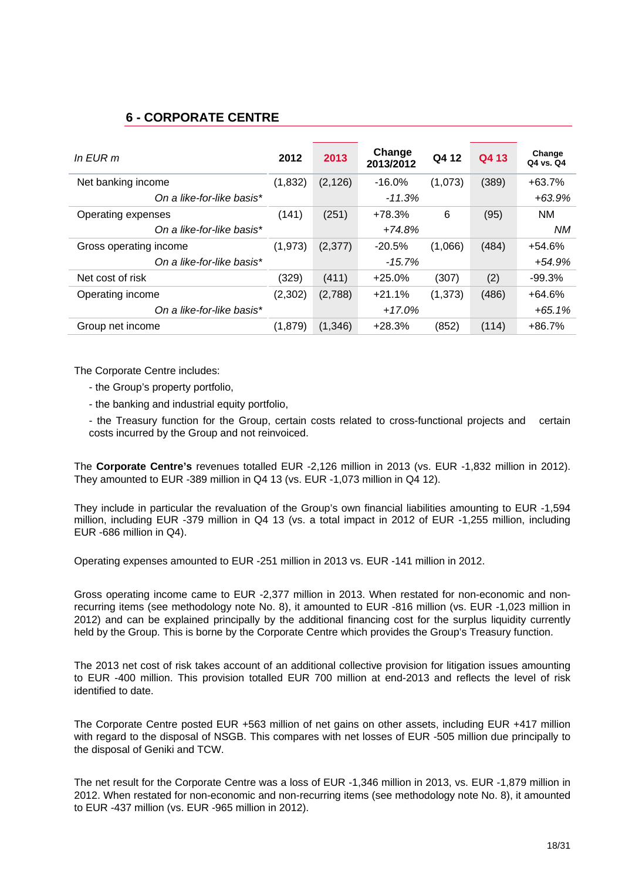## 6 - CORPORATE CENTRE

| *In EUR m* | 2012 | 2013 | Change 2013/2012 | Q4 12 | Q4 13 | Change Q4 vs. Q4 |
|---|---|---|---|---|---|---|
| Net banking income | (1,832) | (2,126) | -16.0% | (1,073) | (389) | +63.7% |
| *On a like-for-like basis** | | | *-11.3%* | | | *+63.9%* |
| Operating expenses | (141) | (251) | +78.3% | 6 | (95) | NM |
| *On a like-for-like basis** | | | *+74.8%* | | | *NM* |
| Gross operating income | (1,973) | (2,377) | -20.5% | (1,066) | (484) | +54.6% |
| *On a like-for-like basis** | | | *-15.7%* | | | *+54.9%* |
| Net cost of risk | (329) | (411) | +25.0% | (307) | (2) | -99.3% |
| Operating income | (2,302) | (2,788) | +21.1% | (1,373) | (486) | +64.6% |
| *On a like-for-like basis** | | | *+17.0%* | | | *+65.1%* |
| Group net income | (1,879) | (1,346) | +28.3% | (852) | (114) | +86.7% |

The Corporate Centre includes:

- the Group's property portfolio,
- the banking and industrial equity portfolio,
- the Treasury function for the Group, certain costs related to cross-functional projects and certain costs incurred by the Group and not reinvoiced.

The **Corporate Centre's** revenues totalled EUR -2,126 million in 2013 (vs. EUR -1,832 million in 2012). They amounted to EUR -389 million in Q4 13 (vs. EUR -1,073 million in Q4 12).

They include in particular the revaluation of the Group's own financial liabilities amounting to EUR -1,594 million, including EUR -379 million in Q4 13 (vs. a total impact in 2012 of EUR -1,255 million, including EUR -686 million in Q4).

Operating expenses amounted to EUR -251 million in 2013 vs. EUR -141 million in 2012.

Gross operating income came to EUR -2,377 million in 2013. When restated for non-economic and non-recurring items (see methodology note No. 8), it amounted to EUR -816 million (vs. EUR -1,023 million in 2012) and can be explained principally by the additional financing cost for the surplus liquidity currently held by the Group. This is borne by the Corporate Centre which provides the Group's Treasury function.

The 2013 net cost of risk takes account of an additional collective provision for litigation issues amounting to EUR -400 million. This provision totalled EUR 700 million at end-2013 and reflects the level of risk identified to date.

The Corporate Centre posted EUR +563 million of net gains on other assets, including EUR +417 million with regard to the disposal of NSGB. This compares with net losses of EUR -505 million due principally to the disposal of Geniki and TCW.

The net result for the Corporate Centre was a loss of EUR -1,346 million in 2013, vs. EUR -1,879 million in 2012. When restated for non-economic and non-recurring items (see methodology note No. 8), it amounted to EUR -437 million (vs. EUR -965 million in 2012).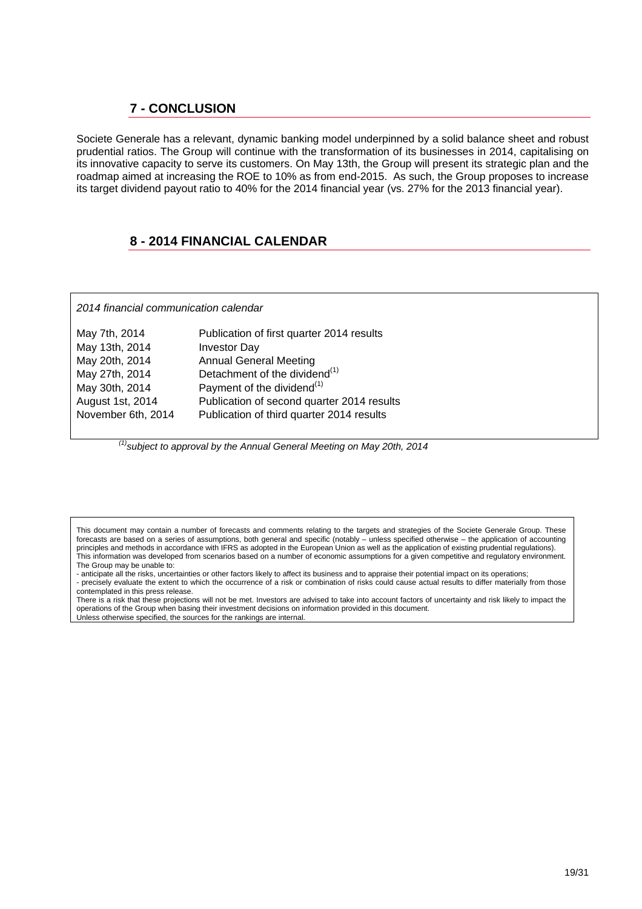## 7 - CONCLUSION

Societe Generale has a relevant, dynamic banking model underpinned by a solid balance sheet and robust prudential ratios. The Group will continue with the transformation of its businesses in 2014, capitalising on its innovative capacity to serve its customers. On May 13th, the Group will present its strategic plan and the roadmap aimed at increasing the ROE to 10% as from end-2015. As such, the Group proposes to increase its target dividend payout ratio to 40% for the 2014 financial year (vs. 27% for the 2013 financial year).

## 8 - 2014 FINANCIAL CALENDAR

*2014 financial communication calendar*

| | |
|---|---|
| May 7th, 2014 | Publication of first quarter 2014 results |
| May 13th, 2014 | Investor Day |
| May 20th, 2014 | Annual General Meeting |
| May 27th, 2014 | Detachment of the dividend[1] |
| May 30th, 2014 | Payment of the dividend[1] |
| August 1st, 2014 | Publication of second quarter 2014 results |
| November 6th, 2014 | Publication of third quarter 2014 results |

[1] *subject to approval by the Annual General Meeting on May 20th, 2014*

This document may contain a number of forecasts and comments relating to the targets and strategies of the Societe Generale Group. These forecasts are based on a series of assumptions, both general and specific (notably – unless specified otherwise – the application of accounting principles and methods in accordance with IFRS as adopted in the European Union as well as the application of existing prudential regulations). This information was developed from scenarios based on a number of economic assumptions for a given competitive and regulatory environment. The Group may be unable to:
- anticipate all the risks, uncertainties or other factors likely to affect its business and to appraise their potential impact on its operations;
- precisely evaluate the extent to which the occurrence of a risk or combination of risks could cause actual results to differ materially from those contemplated in this press release.

There is a risk that these projections will not be met. Investors are advised to take into account factors of uncertainty and risk likely to impact the operations of the Group when basing their investment decisions on information provided in this document.
Unless otherwise specified, the sources for the rankings are internal.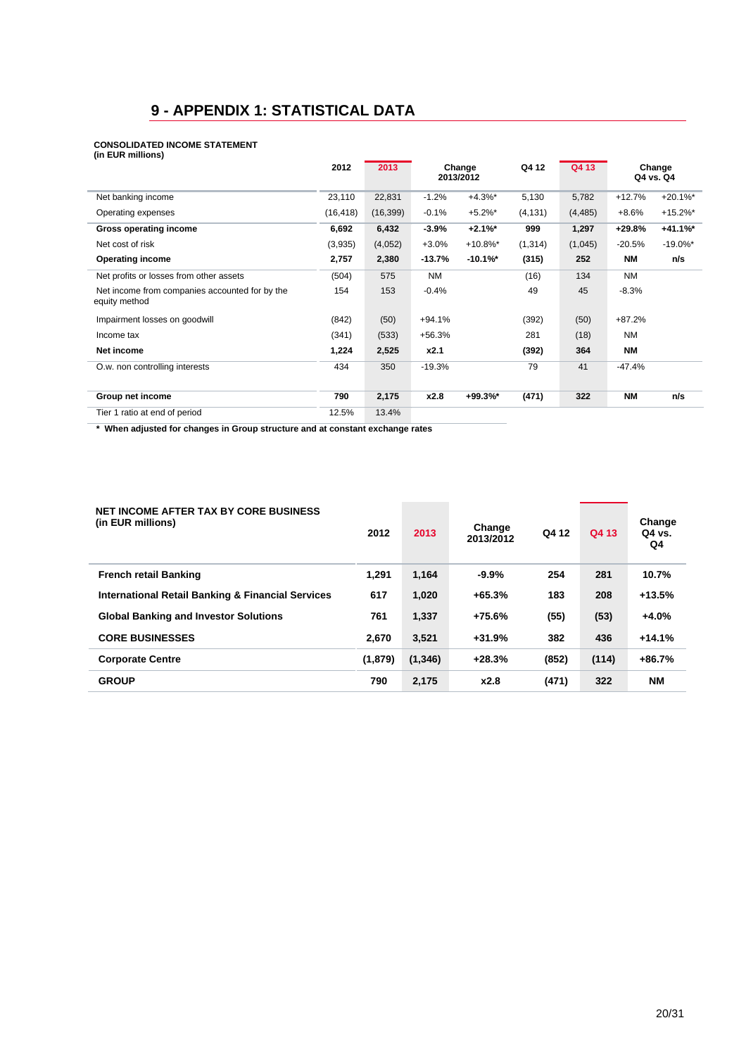# 9 - APPENDIX 1: STATISTICAL DATA

**CONSOLIDATED INCOME STATEMENT**
**(in EUR millions)**

| | 2012 | 2013 | Change 2013/2012 | | Q4 12 | Q4 13 | Change Q4 vs. Q4 | |
|---|---|---|---|---|---|---|---|---|
| Net banking income | 23,110 | 22,831 | -1.2% | +4.3%* | 5,130 | 5,782 | +12.7% | +20.1%* |
| Operating expenses | (16,418) | (16,399) | -0.1% | +5.2%* | (4,131) | (4,485) | +8.6% | +15.2%* |
| **Gross operating income** | **6,692** | **6,432** | **-3.9%** | **+2.1%*** | **999** | **1,297** | **+29.8%** | **+41.1%*** |
| Net cost of risk | (3,935) | (4,052) | +3.0% | +10.8%* | (1,314) | (1,045) | -20.5% | -19.0%* |
| **Operating income** | **2,757** | **2,380** | **-13.7%** | **-10.1%*** | **(315)** | **252** | **NM** | **n/s** |
| Net profits or losses from other assets | (504) | 575 | NM | | (16) | 134 | NM | |
| Net income from companies accounted for by the equity method | 154 | 153 | -0.4% | | 49 | 45 | -8.3% | |
| Impairment losses on goodwill | (842) | (50) | +94.1% | | (392) | (50) | +87.2% | |
| Income tax | (341) | (533) | +56.3% | | 281 | (18) | NM | |
| **Net income** | **1,224** | **2,525** | **x2.1** | | **(392)** | **364** | **NM** | |
| O.w. non controlling interests | 434 | 350 | -19.3% | | 79 | 41 | -47.4% | |
| **Group net income** | **790** | **2,175** | **x2.8** | **+99.3%*** | **(471)** | **322** | **NM** | **n/s** |
| Tier 1 ratio at end of period | 12.5% | 13.4% | | | | | | |

**\* When adjusted for changes in Group structure and at constant exchange rates**

| NET INCOME AFTER TAX BY CORE BUSINESS (in EUR millions) | 2012 | 2013 | Change 2013/2012 | Q4 12 | Q4 13 | Change Q4 vs. Q4 |
|---|---|---|---|---|---|---|
| **French retail Banking** | **1,291** | **1,164** | **-9.9%** | **254** | **281** | **10.7%** |
| **International Retail Banking & Financial Services** | **617** | **1,020** | **+65.3%** | **183** | **208** | **+13.5%** |
| **Global Banking and Investor Solutions** | **761** | **1,337** | **+75.6%** | **(55)** | **(53)** | **+4.0%** |
| **CORE BUSINESSES** | **2,670** | **3,521** | **+31.9%** | **382** | **436** | **+14.1%** |
| **Corporate Centre** | **(1,879)** | **(1,346)** | **+28.3%** | **(852)** | **(114)** | **+86.7%** |
| **GROUP** | **790** | **2,175** | **x2.8** | **(471)** | **322** | **NM** |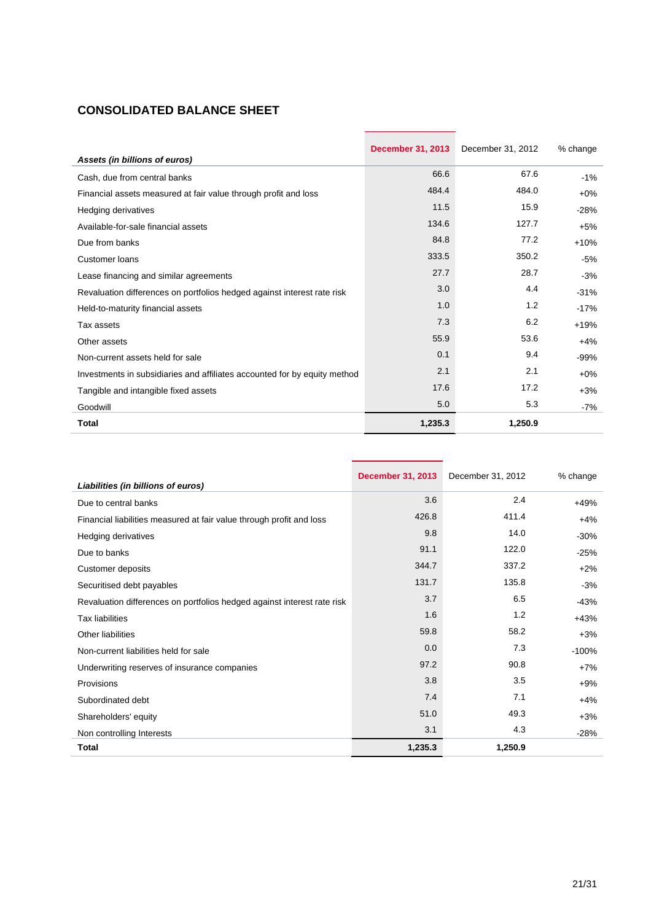## CONSOLIDATED BALANCE SHEET

| *Assets (in billions of euros)* | December 31, 2013 | December 31, 2012 | % change |
|---|---|---|---|
| Cash, due from central banks | 66.6 | 67.6 | -1% |
| Financial assets measured at fair value through profit and loss | 484.4 | 484.0 | +0% |
| Hedging derivatives | 11.5 | 15.9 | -28% |
| Available-for-sale financial assets | 134.6 | 127.7 | +5% |
| Due from banks | 84.8 | 77.2 | +10% |
| Customer loans | 333.5 | 350.2 | -5% |
| Lease financing and similar agreements | 27.7 | 28.7 | -3% |
| Revaluation differences on portfolios hedged against interest rate risk | 3.0 | 4.4 | -31% |
| Held-to-maturity financial assets | 1.0 | 1.2 | -17% |
| Tax assets | 7.3 | 6.2 | +19% |
| Other assets | 55.9 | 53.6 | +4% |
| Non-current assets held for sale | 0.1 | 9.4 | -99% |
| Investments in subsidiaries and affiliates accounted for by equity method | 2.1 | 2.1 | +0% |
| Tangible and intangible fixed assets | 17.6 | 17.2 | +3% |
| Goodwill | 5.0 | 5.3 | -7% |
| **Total** | **1,235.3** | **1,250.9** | |

| *Liabilities (in billions of euros)* | December 31, 2013 | December 31, 2012 | % change |
|---|---|---|---|
| Due to central banks | 3.6 | 2.4 | +49% |
| Financial liabilities measured at fair value through profit and loss | 426.8 | 411.4 | +4% |
| Hedging derivatives | 9.8 | 14.0 | -30% |
| Due to banks | 91.1 | 122.0 | -25% |
| Customer deposits | 344.7 | 337.2 | +2% |
| Securitised debt payables | 131.7 | 135.8 | -3% |
| Revaluation differences on portfolios hedged against interest rate risk | 3.7 | 6.5 | -43% |
| Tax liabilities | 1.6 | 1.2 | +43% |
| Other liabilities | 59.8 | 58.2 | +3% |
| Non-current liabilities held for sale | 0.0 | 7.3 | -100% |
| Underwriting reserves of insurance companies | 97.2 | 90.8 | +7% |
| Provisions | 3.8 | 3.5 | +9% |
| Subordinated debt | 7.4 | 7.1 | +4% |
| Shareholders' equity | 51.0 | 49.3 | +3% |
| Non controlling Interests | 3.1 | 4.3 | -28% |
| **Total** | **1,235.3** | **1,250.9** | |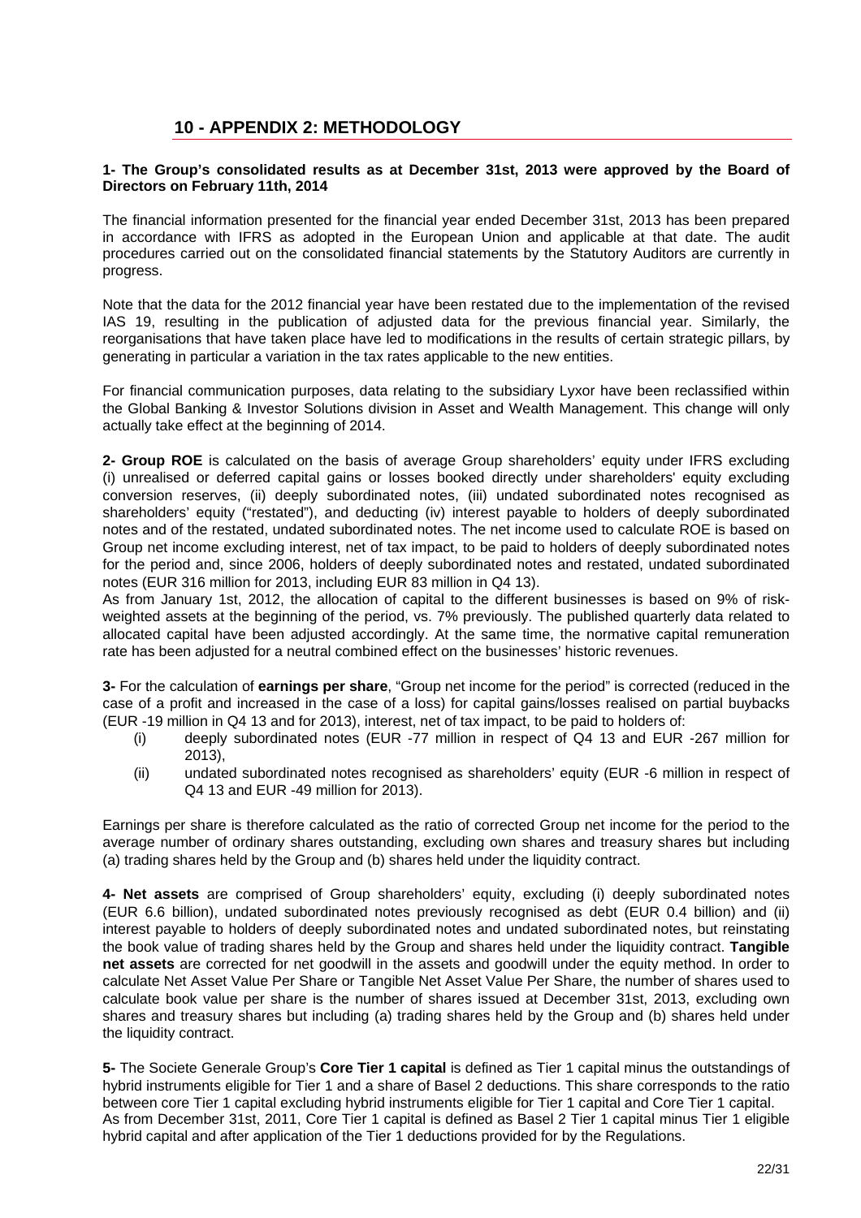## 10 - APPENDIX 2: METHODOLOGY

**1- The Group's consolidated results as at December 31st, 2013 were approved by the Board of Directors on February 11th, 2014**

The financial information presented for the financial year ended December 31st, 2013 has been prepared in accordance with IFRS as adopted in the European Union and applicable at that date. The audit procedures carried out on the consolidated financial statements by the Statutory Auditors are currently in progress.

Note that the data for the 2012 financial year have been restated due to the implementation of the revised IAS 19, resulting in the publication of adjusted data for the previous financial year. Similarly, the reorganisations that have taken place have led to modifications in the results of certain strategic pillars, by generating in particular a variation in the tax rates applicable to the new entities.

For financial communication purposes, data relating to the subsidiary Lyxor have been reclassified within the Global Banking & Investor Solutions division in Asset and Wealth Management. This change will only actually take effect at the beginning of 2014.

**2- Group ROE** is calculated on the basis of average Group shareholders' equity under IFRS excluding (i) unrealised or deferred capital gains or losses booked directly under shareholders' equity excluding conversion reserves, (ii) deeply subordinated notes, (iii) undated subordinated notes recognised as shareholders' equity ("restated"), and deducting (iv) interest payable to holders of deeply subordinated notes and of the restated, undated subordinated notes. The net income used to calculate ROE is based on Group net income excluding interest, net of tax impact, to be paid to holders of deeply subordinated notes for the period and, since 2006, holders of deeply subordinated notes and restated, undated subordinated notes (EUR 316 million for 2013, including EUR 83 million in Q4 13).
As from January 1st, 2012, the allocation of capital to the different businesses is based on 9% of risk-weighted assets at the beginning of the period, vs. 7% previously. The published quarterly data related to allocated capital have been adjusted accordingly. At the same time, the normative capital remuneration rate has been adjusted for a neutral combined effect on the businesses' historic revenues.

**3-** For the calculation of **earnings per share**, "Group net income for the period" is corrected (reduced in the case of a profit and increased in the case of a loss) for capital gains/losses realised on partial buybacks (EUR -19 million in Q4 13 and for 2013), interest, net of tax impact, to be paid to holders of:

(i) deeply subordinated notes (EUR -77 million in respect of Q4 13 and EUR -267 million for 2013),

(ii) undated subordinated notes recognised as shareholders' equity (EUR -6 million in respect of Q4 13 and EUR -49 million for 2013).

Earnings per share is therefore calculated as the ratio of corrected Group net income for the period to the average number of ordinary shares outstanding, excluding own shares and treasury shares but including (a) trading shares held by the Group and (b) shares held under the liquidity contract.

**4- Net assets** are comprised of Group shareholders' equity, excluding (i) deeply subordinated notes (EUR 6.6 billion), undated subordinated notes previously recognised as debt (EUR 0.4 billion) and (ii) interest payable to holders of deeply subordinated notes and undated subordinated notes, but reinstating the book value of trading shares held by the Group and shares held under the liquidity contract. **Tangible net assets** are corrected for net goodwill in the assets and goodwill under the equity method. In order to calculate Net Asset Value Per Share or Tangible Net Asset Value Per Share, the number of shares used to calculate book value per share is the number of shares issued at December 31st, 2013, excluding own shares and treasury shares but including (a) trading shares held by the Group and (b) shares held under the liquidity contract.

**5-** The Societe Generale Group's **Core Tier 1 capital** is defined as Tier 1 capital minus the outstandings of hybrid instruments eligible for Tier 1 and a share of Basel 2 deductions. This share corresponds to the ratio between core Tier 1 capital excluding hybrid instruments eligible for Tier 1 capital and Core Tier 1 capital.
As from December 31st, 2011, Core Tier 1 capital is defined as Basel 2 Tier 1 capital minus Tier 1 eligible hybrid capital and after application of the Tier 1 deductions provided for by the Regulations.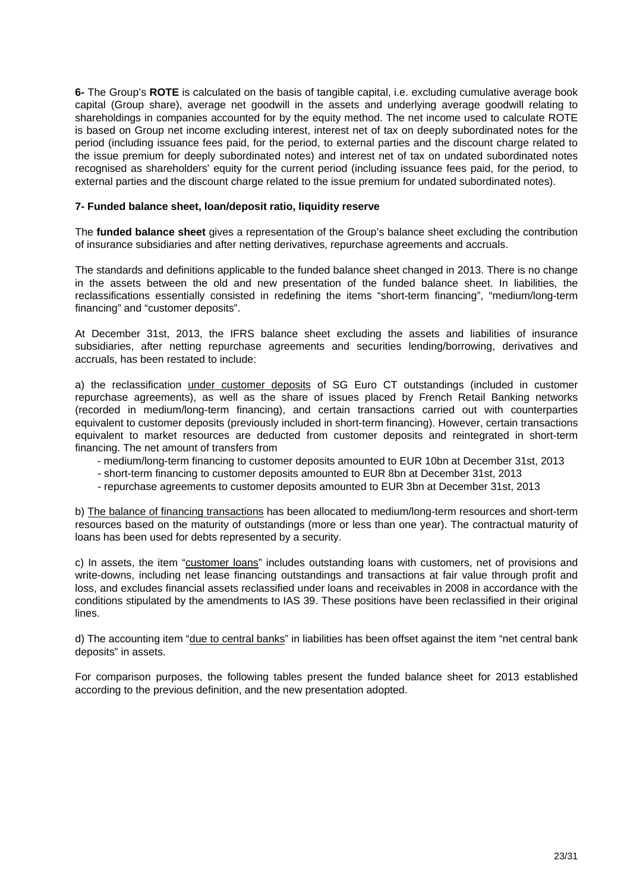**6-** The Group's **ROTE** is calculated on the basis of tangible capital, i.e. excluding cumulative average book capital (Group share), average net goodwill in the assets and underlying average goodwill relating to shareholdings in companies accounted for by the equity method. The net income used to calculate ROTE is based on Group net income excluding interest, interest net of tax on deeply subordinated notes for the period (including issuance fees paid, for the period, to external parties and the discount charge related to the issue premium for deeply subordinated notes) and interest net of tax on undated subordinated notes recognised as shareholders' equity for the current period (including issuance fees paid, for the period, to external parties and the discount charge related to the issue premium for undated subordinated notes).

**7- Funded balance sheet, loan/deposit ratio, liquidity reserve**

The **funded balance sheet** gives a representation of the Group's balance sheet excluding the contribution of insurance subsidiaries and after netting derivatives, repurchase agreements and accruals.

The standards and definitions applicable to the funded balance sheet changed in 2013. There is no change in the assets between the old and new presentation of the funded balance sheet. In liabilities, the reclassifications essentially consisted in redefining the items "short-term financing", "medium/long-term financing" and "customer deposits".

At December 31st, 2013, the IFRS balance sheet excluding the assets and liabilities of insurance subsidiaries, after netting repurchase agreements and securities lending/borrowing, derivatives and accruals, has been restated to include:

a) the reclassification under customer deposits of SG Euro CT outstandings (included in customer repurchase agreements), as well as the share of issues placed by French Retail Banking networks (recorded in medium/long-term financing), and certain transactions carried out with counterparties equivalent to customer deposits (previously included in short-term financing). However, certain transactions equivalent to market resources are deducted from customer deposits and reintegrated in short-term financing. The net amount of transfers from

- medium/long-term financing to customer deposits amounted to EUR 10bn at December 31st, 2013
- short-term financing to customer deposits amounted to EUR 8bn at December 31st, 2013
- repurchase agreements to customer deposits amounted to EUR 3bn at December 31st, 2013

b) The balance of financing transactions has been allocated to medium/long-term resources and short-term resources based on the maturity of outstandings (more or less than one year). The contractual maturity of loans has been used for debts represented by a security.

c) In assets, the item "customer loans" includes outstanding loans with customers, net of provisions and write-downs, including net lease financing outstandings and transactions at fair value through profit and loss, and excludes financial assets reclassified under loans and receivables in 2008 in accordance with the conditions stipulated by the amendments to IAS 39. These positions have been reclassified in their original lines.

d) The accounting item "due to central banks" in liabilities has been offset against the item "net central bank deposits" in assets.

For comparison purposes, the following tables present the funded balance sheet for 2013 established according to the previous definition, and the new presentation adopted.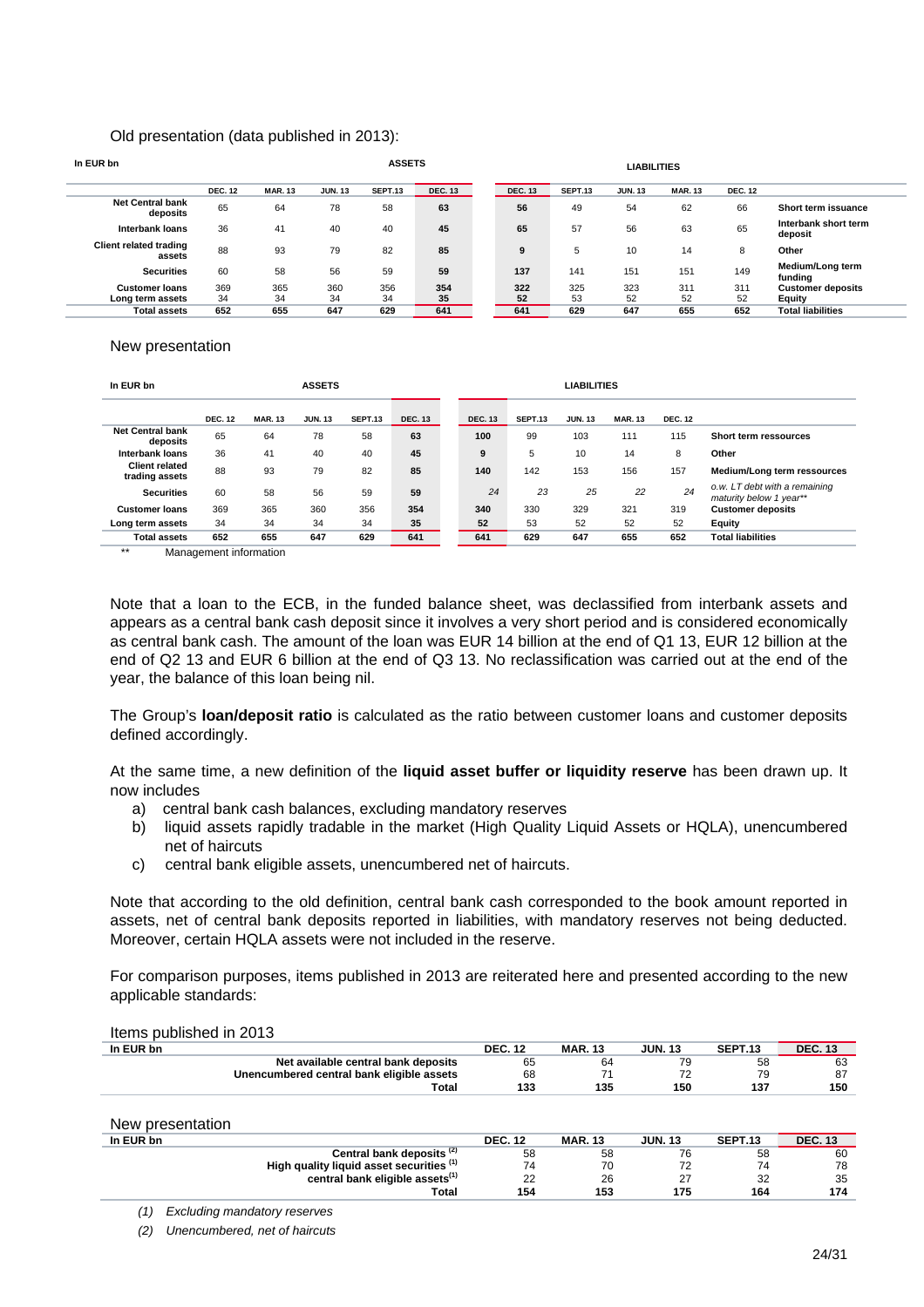Old presentation (data published in 2013):

| In EUR bn | ASSETS | | | | | | LIABILITIES | | | | | |
|---|---|---|---|---|---|---|---|---|---|---|---|---|
| | DEC. 12 | MAR. 13 | JUN. 13 | SEPT.13 | DEC. 13 | | DEC. 13 | SEPT.13 | JUN. 13 | MAR. 13 | DEC. 12 | |
| Net Central bank deposits | 65 | 64 | 78 | 58 | **63** | | **56** | 49 | 54 | 62 | 66 | Short term issuance |
| Interbank loans | 36 | 41 | 40 | 40 | **45** | | **65** | 57 | 56 | 63 | 65 | Interbank short term deposit |
| Client related trading assets | 88 | 93 | 79 | 82 | **85** | | **9** | 5 | 10 | 14 | 8 | Other |
| Securities | 60 | 58 | 56 | 59 | **59** | | **137** | 141 | 151 | 151 | 149 | Medium/Long term funding |
| Customer loans | 369 | 365 | 360 | 356 | **354** | | **322** | 325 | 323 | 311 | 311 | Customer deposits |
| Long term assets | 34 | 34 | 34 | 34 | **35** | | **52** | 53 | 52 | 52 | 52 | Equity |
| **Total assets** | **652** | **655** | **647** | **629** | **641** | | **641** | **629** | **647** | **655** | **652** | **Total liabilities** |

New presentation

| In EUR bn | ASSETS | | | | | | LIABILITIES | | | | | |
|---|---|---|---|---|---|---|---|---|---|---|---|---|
| | DEC. 12 | MAR. 13 | JUN. 13 | SEPT.13 | DEC. 13 | | DEC. 13 | SEPT.13 | JUN. 13 | MAR. 13 | DEC. 12 | |
| Net Central bank deposits | 65 | 64 | 78 | 58 | **63** | | **100** | 99 | 103 | 111 | 115 | Short term ressources |
| Interbank loans | 36 | 41 | 40 | 40 | **45** | | **9** | 5 | 10 | 14 | 8 | Other |
| Client related trading assets | 88 | 93 | 79 | 82 | **85** | | **140** | 142 | 153 | 156 | 157 | Medium/Long term ressources |
| Securities | 60 | 58 | 56 | 59 | **59** | | *24* | *23* | *25* | *22* | *24* | *o.w. LT debt with a remaining maturity below 1 year\*\** |
| Customer loans | 369 | 365 | 360 | 356 | **354** | | **340** | 330 | 329 | 321 | 319 | Customer deposits |
| Long term assets | 34 | 34 | 34 | 34 | **35** | | **52** | 53 | 52 | 52 | 52 | Equity |
| **Total assets** | **652** | **655** | **647** | **629** | **641** | | **641** | **629** | **647** | **655** | **652** | **Total liabilities** |

\*\* Management information

Note that a loan to the ECB, in the funded balance sheet, was declassified from interbank assets and appears as a central bank cash deposit since it involves a very short period and is considered economically as central bank cash. The amount of the loan was EUR 14 billion at the end of Q1 13, EUR 12 billion at the end of Q2 13 and EUR 6 billion at the end of Q3 13. No reclassification was carried out at the end of the year, the balance of this loan being nil.

The Group's **loan/deposit ratio** is calculated as the ratio between customer loans and customer deposits defined accordingly.

At the same time, a new definition of the **liquid asset buffer or liquidity reserve** has been drawn up. It now includes

a) central bank cash balances, excluding mandatory reserves
b) liquid assets rapidly tradable in the market (High Quality Liquid Assets or HQLA), unencumbered net of haircuts
c) central bank eligible assets, unencumbered net of haircuts.

Note that according to the old definition, central bank cash corresponded to the book amount reported in assets, net of central bank deposits reported in liabilities, with mandatory reserves not being deducted. Moreover, certain HQLA assets were not included in the reserve.

For comparison purposes, items published in 2013 are reiterated here and presented according to the new applicable standards:

Items published in 2013

| In EUR bn | DEC. 12 | MAR. 13 | JUN. 13 | SEPT.13 | DEC. 13 |
|---|---|---|---|---|---|
| **Net available central bank deposits** | 65 | 64 | 79 | 58 | 63 |
| **Unencumbered central bank eligible assets** | 68 | 71 | 72 | 79 | 87 |
| **Total** | **133** | **135** | **150** | **137** | **150** |

New presentation

| In EUR bn | DEC. 12 | MAR. 13 | JUN. 13 | SEPT.13 | DEC. 13 |
|---|---|---|---|---|---|
| **Central bank deposits (2)** | 58 | 58 | 76 | 58 | 60 |
| **High quality liquid asset securities (1)** | 74 | 70 | 72 | 74 | 78 |
| **central bank eligible assets(1)** | 22 | 26 | 27 | 32 | 35 |
| **Total** | **154** | **153** | **175** | **164** | **174** |

*(1) Excluding mandatory reserves*

*(2) Unencumbered, net of haircuts*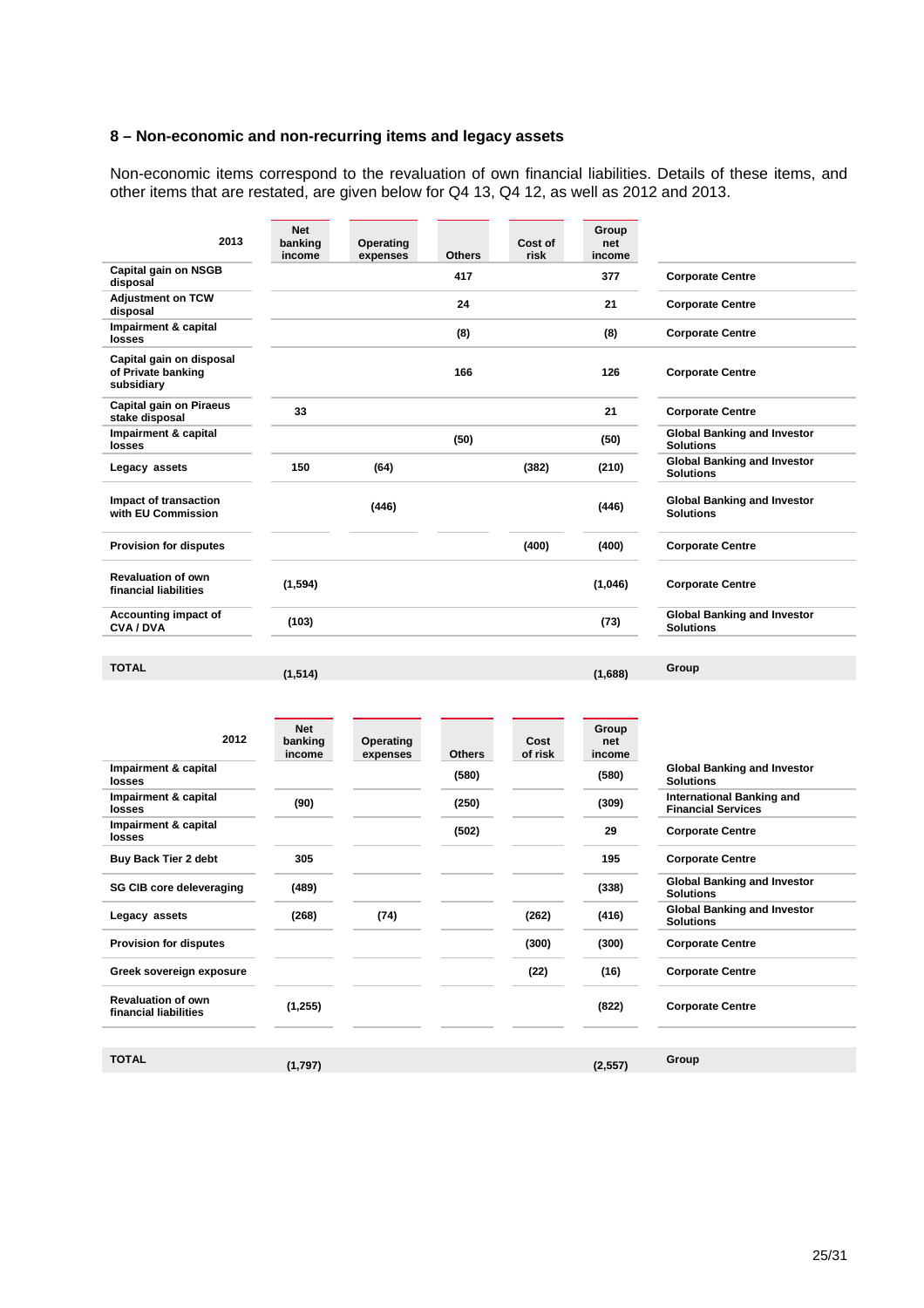## 8 – Non-economic and non-recurring items and legacy assets

Non-economic items correspond to the revaluation of own financial liabilities. Details of these items, and other items that are restated, are given below for Q4 13, Q4 12, as well as 2012 and 2013.

| 2013 | Net banking income | Operating expenses | Others | Cost of risk | Group net income | |
|---|---|---|---|---|---|---|
| Capital gain on NSGB disposal | | | 417 | | 377 | Corporate Centre |
| Adjustment on TCW disposal | | | 24 | | 21 | Corporate Centre |
| Impairment & capital losses | | | (8) | | (8) | Corporate Centre |
| Capital gain on disposal of Private banking subsidiary | | | 166 | | 126 | Corporate Centre |
| Capital gain on Piraeus stake disposal | 33 | | | | 21 | Corporate Centre |
| Impairment & capital losses | | | (50) | | (50) | Global Banking and Investor Solutions |
| Legacy assets | 150 | (64) | | (382) | (210) | Global Banking and Investor Solutions |
| Impact of transaction with EU Commission | | (446) | | | (446) | Global Banking and Investor Solutions |
| Provision for disputes | | | | (400) | (400) | Corporate Centre |
| Revaluation of own financial liabilities | (1,594) | | | | (1,046) | Corporate Centre |
| Accounting impact of CVA / DVA | (103) | | | | (73) | Global Banking and Investor Solutions |
| **TOTAL** | (1,514) | | | | (1,688) | Group |

| 2012 | Net banking income | Operating expenses | Others | Cost of risk | Group net income | |
|---|---|---|---|---|---|---|
| Impairment & capital losses | | | (580) | | (580) | Global Banking and Investor Solutions |
| Impairment & capital losses | (90) | | (250) | | (309) | International Banking and Financial Services |
| Impairment & capital losses | | | (502) | | 29 | Corporate Centre |
| Buy Back Tier 2 debt | 305 | | | | 195 | Corporate Centre |
| SG CIB core deleveraging | (489) | | | | (338) | Global Banking and Investor Solutions |
| Legacy assets | (268) | (74) | | (262) | (416) | Global Banking and Investor Solutions |
| Provision for disputes | | | | (300) | (300) | Corporate Centre |
| Greek sovereign exposure | | | | (22) | (16) | Corporate Centre |
| Revaluation of own financial liabilities | (1,255) | | | | (822) | Corporate Centre |
| **TOTAL** | (1,797) | | | | (2,557) | Group |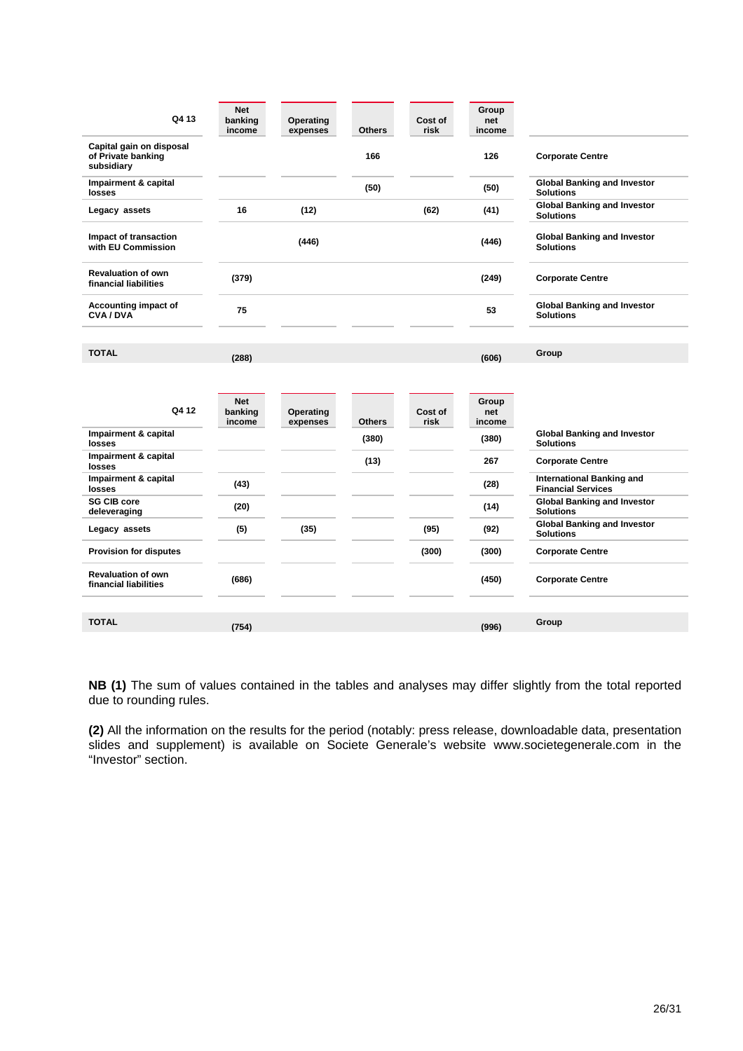| Q4 13 | Net banking income | Operating expenses | Others | Cost of risk | Group net income | |
|---|---|---|---|---|---|---|
| Capital gain on disposal of Private banking subsidiary | | | 166 | | 126 | Corporate Centre |
| Impairment & capital losses | | | (50) | | (50) | Global Banking and Investor Solutions |
| Legacy assets | 16 | (12) | | (62) | (41) | Global Banking and Investor Solutions |
| Impact of transaction with EU Commission | | (446) | | | (446) | Global Banking and Investor Solutions |
| Revaluation of own financial liabilities | (379) | | | | (249) | Corporate Centre |
| Accounting impact of CVA / DVA | 75 | | | | 53 | Global Banking and Investor Solutions |
| **TOTAL** | (288) | | | | (606) | Group |

| Q4 12 | Net banking income | Operating expenses | Others | Cost of risk | Group net income | |
|---|---|---|---|---|---|---|
| Impairment & capital losses | | | (380) | | (380) | Global Banking and Investor Solutions |
| Impairment & capital losses | | | (13) | | 267 | Corporate Centre |
| Impairment & capital losses | (43) | | | | (28) | International Banking and Financial Services |
| SG CIB core deleveraging | (20) | | | | (14) | Global Banking and Investor Solutions |
| Legacy assets | (5) | (35) | | (95) | (92) | Global Banking and Investor Solutions |
| Provision for disputes | | | | (300) | (300) | Corporate Centre |
| Revaluation of own financial liabilities | (686) | | | | (450) | Corporate Centre |
| **TOTAL** | (754) | | | | (996) | Group |

**NB (1)** The sum of values contained in the tables and analyses may differ slightly from the total reported due to rounding rules.

**(2)** All the information on the results for the period (notably: press release, downloadable data, presentation slides and supplement) is available on Societe Generale's website www.societegenerale.com in the "Investor" section.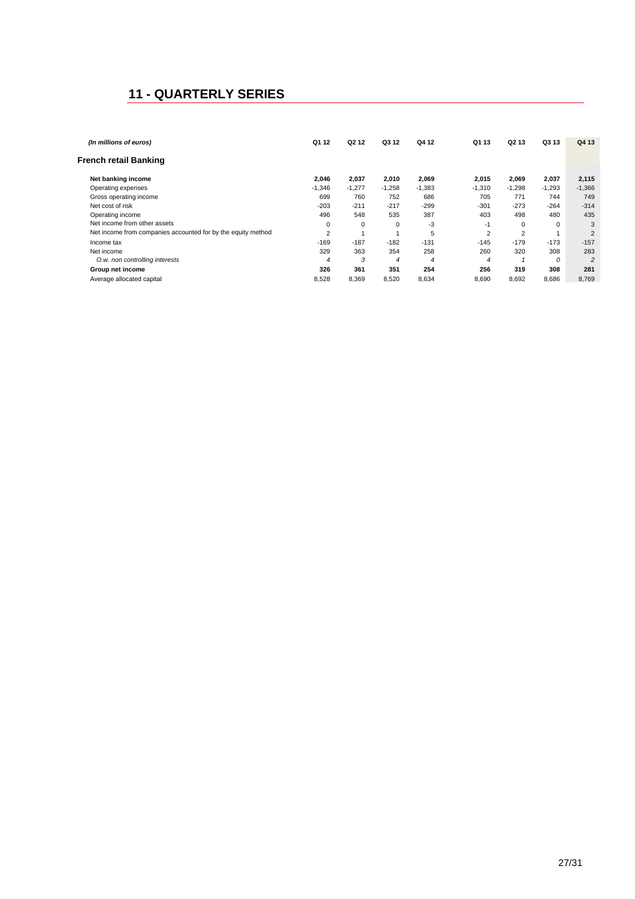## 11 - QUARTERLY SERIES

| *(In millions of euros)* | Q1 12 | Q2 12 | Q3 12 | Q4 12 | Q1 13 | Q2 13 | Q3 13 | Q4 13 |
|---|---|---|---|---|---|---|---|---|
| **French retail Banking** | | | | | | | | |
| **Net banking income** | **2,046** | **2,037** | **2,010** | **2,069** | **2,015** | **2,069** | **2,037** | **2,115** |
| Operating expenses | -1,346 | -1,277 | -1,258 | -1,383 | -1,310 | -1,298 | -1,293 | -1,366 |
| Gross operating income | 699 | 760 | 752 | 686 | 705 | 771 | 744 | 749 |
| Net cost of risk | -203 | -211 | -217 | -299 | -301 | -273 | -264 | -314 |
| Operating income | 496 | 548 | 535 | 387 | 403 | 498 | 480 | 435 |
| Net income from other assets | 0 | 0 | 0 | -3 | -1 | 0 | 0 | 3 |
| Net income from companies accounted for by the equity method | 2 | 1 | 1 | 5 | 2 | 2 | 1 | 2 |
| Income tax | -169 | -187 | -182 | -131 | -145 | -179 | -173 | -157 |
| Net income | 329 | 363 | 354 | 258 | 260 | 320 | 308 | 283 |
| *O.w. non controlling interests* | *4* | *3* | *4* | *4* | *4* | *1* | *0* | *2* |
| **Group net income** | **326** | **361** | **351** | **254** | **256** | **319** | **308** | **281** |
| Average allocated capital | 8,528 | 8,369 | 8,520 | 8,634 | 8,690 | 8,692 | 8,686 | 8,769 |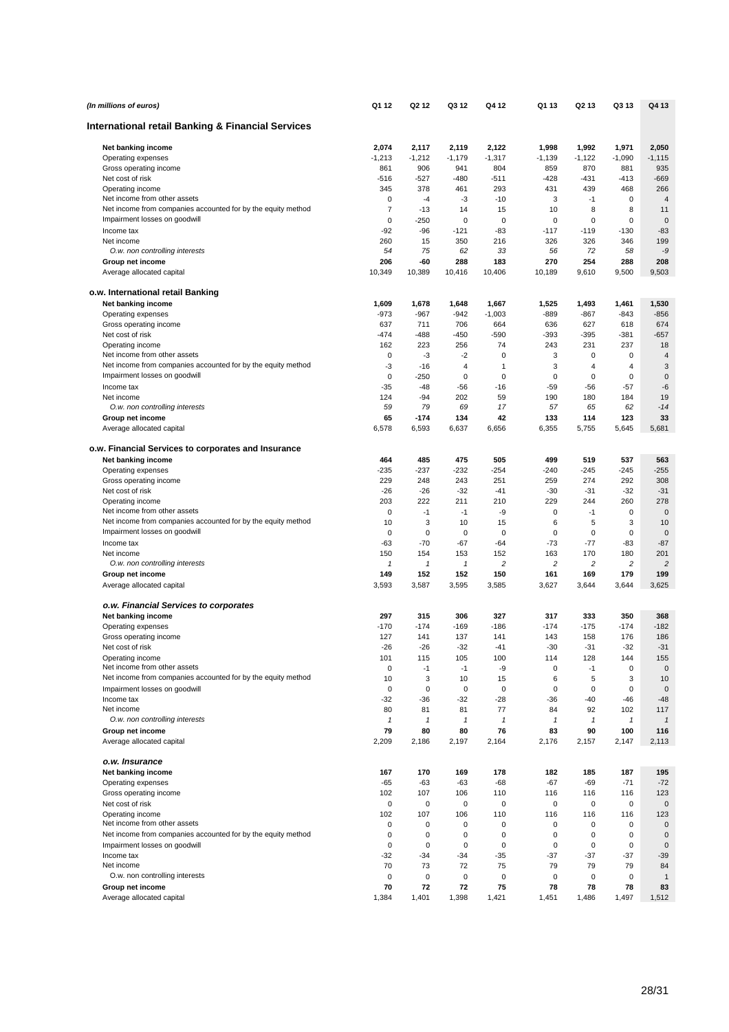| (In millions of euros) | Q1 12 | Q2 12 | Q3 12 | Q4 12 | Q1 13 | Q2 13 | Q3 13 | Q4 13 |
|---|---|---|---|---|---|---|---|---|
| **International retail Banking & Financial Services** | | | | | | | | |
| **Net banking income** | **2,074** | **2,117** | **2,119** | **2,122** | **1,998** | **1,992** | **1,971** | **2,050** |
| Operating expenses | -1,213 | -1,212 | -1,179 | -1,317 | -1,139 | -1,122 | -1,090 | -1,115 |
| Gross operating income | 861 | 906 | 941 | 804 | 859 | 870 | 881 | 935 |
| Net cost of risk | -516 | -527 | -480 | -511 | -428 | -431 | -413 | -669 |
| Operating income | 345 | 378 | 461 | 293 | 431 | 439 | 468 | 266 |
| Net income from other assets | 0 | -4 | -3 | -10 | 3 | -1 | 0 | 4 |
| Net income from companies accounted for by the equity method | 7 | -13 | 14 | 15 | 10 | 8 | 8 | 11 |
| Impairment losses on goodwill | 0 | -250 | 0 | 0 | 0 | 0 | 0 | 0 |
| Income tax | -92 | -96 | -121 | -83 | -117 | -119 | -130 | -83 |
| Net income | 260 | 15 | 350 | 216 | 326 | 326 | 346 | 199 |
| *O.w. non controlling interests* | *54* | *75* | *62* | *33* | *56* | *72* | *58* | *-9* |
| **Group net income** | **206** | **-60** | **288** | **183** | **270** | **254** | **288** | **208** |
| Average allocated capital | 10,349 | 10,389 | 10,416 | 10,406 | 10,189 | 9,610 | 9,500 | 9,503 |
| **o.w. International retail Banking** | | | | | | | | |
| **Net banking income** | **1,609** | **1,678** | **1,648** | **1,667** | **1,525** | **1,493** | **1,461** | **1,530** |
| Operating expenses | -973 | -967 | -942 | -1,003 | -889 | -867 | -843 | -856 |
| Gross operating income | 637 | 711 | 706 | 664 | 636 | 627 | 618 | 674 |
| Net cost of risk | -474 | -488 | -450 | -590 | -393 | -395 | -381 | -657 |
| Operating income | 162 | 223 | 256 | 74 | 243 | 231 | 237 | 18 |
| Net income from other assets | 0 | -3 | -2 | 0 | 3 | 0 | 0 | 4 |
| Net income from companies accounted for by the equity method | -3 | -16 | 4 | 1 | 3 | 4 | 4 | 3 |
| Impairment losses on goodwill | 0 | -250 | 0 | 0 | 0 | 0 | 0 | 0 |
| Income tax | -35 | -48 | -56 | -16 | -59 | -56 | -57 | -6 |
| Net income | 124 | -94 | 202 | 59 | 190 | 180 | 184 | 19 |
| *O.w. non controlling interests* | *59* | *79* | *69* | *17* | *57* | *65* | *62* | *-14* |
| **Group net income** | **65** | **-174** | **134** | **42** | **133** | **114** | **123** | **33** |
| Average allocated capital | 6,578 | 6,593 | 6,637 | 6,656 | 6,355 | 5,755 | 5,645 | 5,681 |
| **o.w. Financial Services to corporates and Insurance** | | | | | | | | |
| **Net banking income** | **464** | **485** | **475** | **505** | **499** | **519** | **537** | **563** |
| Operating expenses | -235 | -237 | -232 | -254 | -240 | -245 | -245 | -255 |
| Gross operating income | 229 | 248 | 243 | 251 | 259 | 274 | 292 | 308 |
| Net cost of risk | -26 | -26 | -32 | -41 | -30 | -31 | -32 | -31 |
| Operating income | 203 | 222 | 211 | 210 | 229 | 244 | 260 | 278 |
| Net income from other assets | 0 | -1 | -1 | -9 | 0 | -1 | 0 | 0 |
| Net income from companies accounted for by the equity method | 10 | 3 | 10 | 15 | 6 | 5 | 3 | 10 |
| Impairment losses on goodwill | 0 | 0 | 0 | 0 | 0 | 0 | 0 | 0 |
| Income tax | -63 | -70 | -67 | -64 | -73 | -77 | -83 | -87 |
| Net income | 150 | 154 | 153 | 152 | 163 | 170 | 180 | 201 |
| *O.w. non controlling interests* | *1* | *1* | *1* | *2* | *2* | *2* | *2* | *2* |
| **Group net income** | **149** | **152** | **152** | **150** | **161** | **169** | **179** | **199** |
| Average allocated capital | 3,593 | 3,587 | 3,595 | 3,585 | 3,627 | 3,644 | 3,644 | 3,625 |
| ***o.w. Financial Services to corporates*** | | | | | | | | |
| **Net banking income** | **297** | **315** | **306** | **327** | **317** | **333** | **350** | **368** |
| Operating expenses | -170 | -174 | -169 | -186 | -174 | -175 | -174 | -182 |
| Gross operating income | 127 | 141 | 137 | 141 | 143 | 158 | 176 | 186 |
| Net cost of risk | -26 | -26 | -32 | -41 | -30 | -31 | -32 | -31 |
| Operating income | 101 | 115 | 105 | 100 | 114 | 128 | 144 | 155 |
| Net income from other assets | 0 | -1 | -1 | -9 | 0 | -1 | 0 | 0 |
| Net income from companies accounted for by the equity method | 10 | 3 | 10 | 15 | 6 | 5 | 3 | 10 |
| Impairment losses on goodwill | 0 | 0 | 0 | 0 | 0 | 0 | 0 | 0 |
| Income tax | -32 | -36 | -32 | -28 | -36 | -40 | -46 | -48 |
| Net income | 80 | 81 | 81 | 77 | 84 | 92 | 102 | 117 |
| *O.w. non controlling interests* | *1* | *1* | *1* | *1* | *1* | *1* | *1* | *1* |
| **Group net income** | **79** | **80** | **80** | **76** | **83** | **90** | **100** | **116** |
| Average allocated capital | 2,209 | 2,186 | 2,197 | 2,164 | 2,176 | 2,157 | 2,147 | 2,113 |
| ***o.w. Insurance*** | | | | | | | | |
| **Net banking income** | **167** | **170** | **169** | **178** | **182** | **185** | **187** | **195** |
| Operating expenses | -65 | -63 | -63 | -68 | -67 | -69 | -71 | -72 |
| Gross operating income | 102 | 107 | 106 | 110 | 116 | 116 | 116 | 123 |
| Net cost of risk | 0 | 0 | 0 | 0 | 0 | 0 | 0 | 0 |
| Operating income | 102 | 107 | 106 | 110 | 116 | 116 | 116 | 123 |
| Net income from other assets | 0 | 0 | 0 | 0 | 0 | 0 | 0 | 0 |
| Net income from companies accounted for by the equity method | 0 | 0 | 0 | 0 | 0 | 0 | 0 | 0 |
| Impairment losses on goodwill | 0 | 0 | 0 | 0 | 0 | 0 | 0 | 0 |
| Income tax | -32 | -34 | -34 | -35 | -37 | -37 | -37 | -39 |
| Net income | 70 | 73 | 72 | 75 | 79 | 79 | 79 | 84 |
| O.w. non controlling interests | 0 | 0 | 0 | 0 | 0 | 0 | 0 | 1 |
| **Group net income** | **70** | **72** | **72** | **75** | **78** | **78** | **78** | **83** |
| Average allocated capital | 1,384 | 1,401 | 1,398 | 1,421 | 1,451 | 1,486 | 1,497 | 1,512 |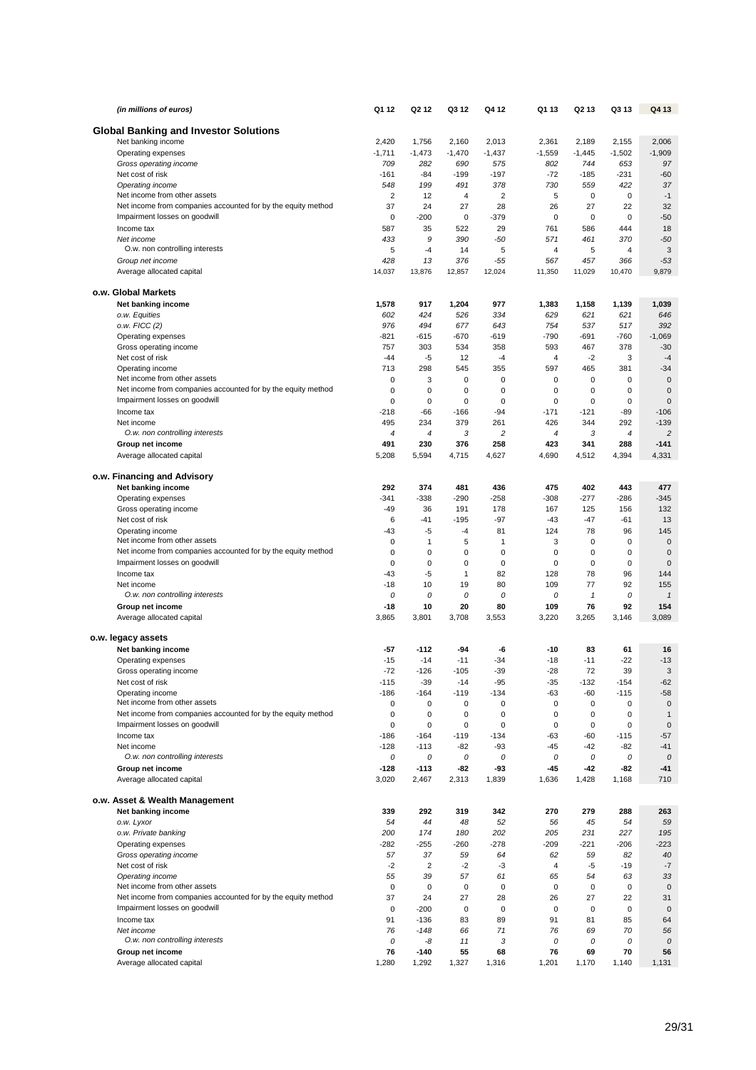| *(in millions of euros)* | Q1 12 | Q2 12 | Q3 12 | Q4 12 | Q1 13 | Q2 13 | Q3 13 | Q4 13 |
|---|---|---|---|---|---|---|---|---|
| **Global Banking and Investor Solutions** | | | | | | | | |
| Net banking income | 2,420 | 1,756 | 2,160 | 2,013 | 2,361 | 2,189 | 2,155 | 2,006 |
| Operating expenses | -1,711 | -1,473 | -1,470 | -1,437 | -1,559 | -1,445 | -1,502 | -1,909 |
| *Gross operating income* | *709* | *282* | *690* | *575* | *802* | *744* | *653* | *97* |
| Net cost of risk | -161 | -84 | -199 | -197 | -72 | -185 | -231 | -60 |
| *Operating income* | *548* | *199* | *491* | *378* | *730* | *559* | *422* | *37* |
| Net income from other assets | 2 | 12 | 4 | 2 | 5 | 0 | 0 | -1 |
| Net income from companies accounted for by the equity method | 37 | 24 | 27 | 28 | 26 | 27 | 22 | 32 |
| Impairment losses on goodwill | 0 | -200 | 0 | -379 | 0 | 0 | 0 | -50 |
| Income tax | 587 | 35 | 522 | 29 | 761 | 586 | 444 | 18 |
| *Net income* | *433* | *9* | *390* | *-50* | *571* | *461* | *370* | *-50* |
| O.w. non controlling interests | 5 | -4 | 14 | 5 | 4 | 5 | 4 | 3 |
| *Group net income* | *428* | *13* | *376* | *-55* | *567* | *457* | *366* | *-53* |
| Average allocated capital | 14,037 | 13,876 | 12,857 | 12,024 | 11,350 | 11,029 | 10,470 | 9,879 |
| **o.w. Global Markets** | | | | | | | | |
| **Net banking income** | **1,578** | **917** | **1,204** | **977** | **1,383** | **1,158** | **1,139** | **1,039** |
| *o.w. Equities* | *602* | *424* | *526* | *334* | *629* | *621* | *621* | *646* |
| *o.w. FICC (2)* | *976* | *494* | *677* | *643* | *754* | *537* | *517* | *392* |
| Operating expenses | -821 | -615 | -670 | -619 | -790 | -691 | -760 | -1,069 |
| Gross operating income | 757 | 303 | 534 | 358 | 593 | 467 | 378 | -30 |
| Net cost of risk | -44 | -5 | 12 | -4 | 4 | -2 | 3 | -4 |
| Operating income | 713 | 298 | 545 | 355 | 597 | 465 | 381 | -34 |
| Net income from other assets | 0 | 3 | 0 | 0 | 0 | 0 | 0 | 0 |
| Net income from companies accounted for by the equity method | 0 | 0 | 0 | 0 | 0 | 0 | 0 | 0 |
| Impairment losses on goodwill | 0 | 0 | 0 | 0 | 0 | 0 | 0 | 0 |
| Income tax | -218 | -66 | -166 | -94 | -171 | -121 | -89 | -106 |
| Net income | 495 | 234 | 379 | 261 | 426 | 344 | 292 | -139 |
| *O.w. non controlling interests* | *4* | *4* | *3* | *2* | *4* | *3* | *4* | *2* |
| **Group net income** | **491** | **230** | **376** | **258** | **423** | **341** | **288** | **-141** |
| Average allocated capital | 5,208 | 5,594 | 4,715 | 4,627 | 4,690 | 4,512 | 4,394 | 4,331 |
| **o.w. Financing and Advisory** | | | | | | | | |
| **Net banking income** | **292** | **374** | **481** | **436** | **475** | **402** | **443** | **477** |
| Operating expenses | -341 | -338 | -290 | -258 | -308 | -277 | -286 | -345 |
| Gross operating income | -49 | 36 | 191 | 178 | 167 | 125 | 156 | 132 |
| Net cost of risk | 6 | -41 | -195 | -97 | -43 | -47 | -61 | 13 |
| Operating income | -43 | -5 | -4 | 81 | 124 | 78 | 96 | 145 |
| Net income from other assets | 0 | 1 | 5 | 1 | 3 | 0 | 0 | 0 |
| Net income from companies accounted for by the equity method | 0 | 0 | 0 | 0 | 0 | 0 | 0 | 0 |
| Impairment losses on goodwill | 0 | 0 | 0 | 0 | 0 | 0 | 0 | 0 |
| Income tax | -43 | -5 | 1 | 82 | 128 | 78 | 96 | 144 |
| Net income | -18 | 10 | 19 | 80 | 109 | 77 | 92 | 155 |
| *O.w. non controlling interests* | *0* | *0* | *0* | *0* | *0* | *1* | *0* | *1* |
| **Group net income** | **-18** | **10** | **20** | **80** | **109** | **76** | **92** | **154** |
| Average allocated capital | 3,865 | 3,801 | 3,708 | 3,553 | 3,220 | 3,265 | 3,146 | 3,089 |
| **o.w. legacy assets** | | | | | | | | |
| **Net banking income** | **-57** | **-112** | **-94** | **-6** | **-10** | **83** | **61** | **16** |
| Operating expenses | -15 | -14 | -11 | -34 | -18 | -11 | -22 | -13 |
| Gross operating income | -72 | -126 | -105 | -39 | -28 | 72 | 39 | 3 |
| Net cost of risk | -115 | -39 | -14 | -95 | -35 | -132 | -154 | -62 |
| Operating income | -186 | -164 | -119 | -134 | -63 | -60 | -115 | -58 |
| Net income from other assets | 0 | 0 | 0 | 0 | 0 | 0 | 0 | 0 |
| Net income from companies accounted for by the equity method | 0 | 0 | 0 | 0 | 0 | 0 | 0 | 1 |
| Impairment losses on goodwill | 0 | 0 | 0 | 0 | 0 | 0 | 0 | 0 |
| Income tax | -186 | -164 | -119 | -134 | -63 | -60 | -115 | -57 |
| Net income | -128 | -113 | -82 | -93 | -45 | -42 | -82 | -41 |
| *O.w. non controlling interests* | *0* | *0* | *0* | *0* | *0* | *0* | *0* | *0* |
| **Group net income** | **-128** | **-113** | **-82** | **-93** | **-45** | **-42** | **-82** | **-41** |
| Average allocated capital | 3,020 | 2,467 | 2,313 | 1,839 | 1,636 | 1,428 | 1,168 | 710 |
| **o.w. Asset & Wealth Management** | | | | | | | | |
| **Net banking income** | **339** | **292** | **319** | **342** | **270** | **279** | **288** | **263** |
| *o.w. Lyxor* | *54* | *44* | *48* | *52* | *56* | *45* | *54* | *59* |
| *o.w. Private banking* | *200* | *174* | *180* | *202* | *205* | *231* | *227* | *195* |
| Operating expenses | -282 | -255 | -260 | -278 | -209 | -221 | -206 | -223 |
| *Gross operating income* | *57* | *37* | *59* | *64* | *62* | *59* | *82* | *40* |
| Net cost of risk | -2 | 2 | -2 | -3 | 4 | -5 | -19 | -7 |
| *Operating income* | *55* | *39* | *57* | *61* | *65* | *54* | *63* | *33* |
| Net income from other assets | 0 | 0 | 0 | 0 | 0 | 0 | 0 | 0 |
| Net income from companies accounted for by the equity method | 37 | 24 | 27 | 28 | 26 | 27 | 22 | 31 |
| Impairment losses on goodwill | 0 | -200 | 0 | 0 | 0 | 0 | 0 | 0 |
| Income tax | 91 | -136 | 83 | 89 | 91 | 81 | 85 | 64 |
| *Net income* | *76* | *-148* | *66* | *71* | *76* | *69* | *70* | *56* |
| *O.w. non controlling interests* | *0* | *-8* | *11* | *3* | *0* | *0* | *0* | *0* |
| **Group net income** | **76** | **-140** | **55** | **68** | **76** | **69** | **70** | **56** |
| Average allocated capital | 1,280 | 1,292 | 1,327 | 1,316 | 1,201 | 1,170 | 1,140 | 1,131 |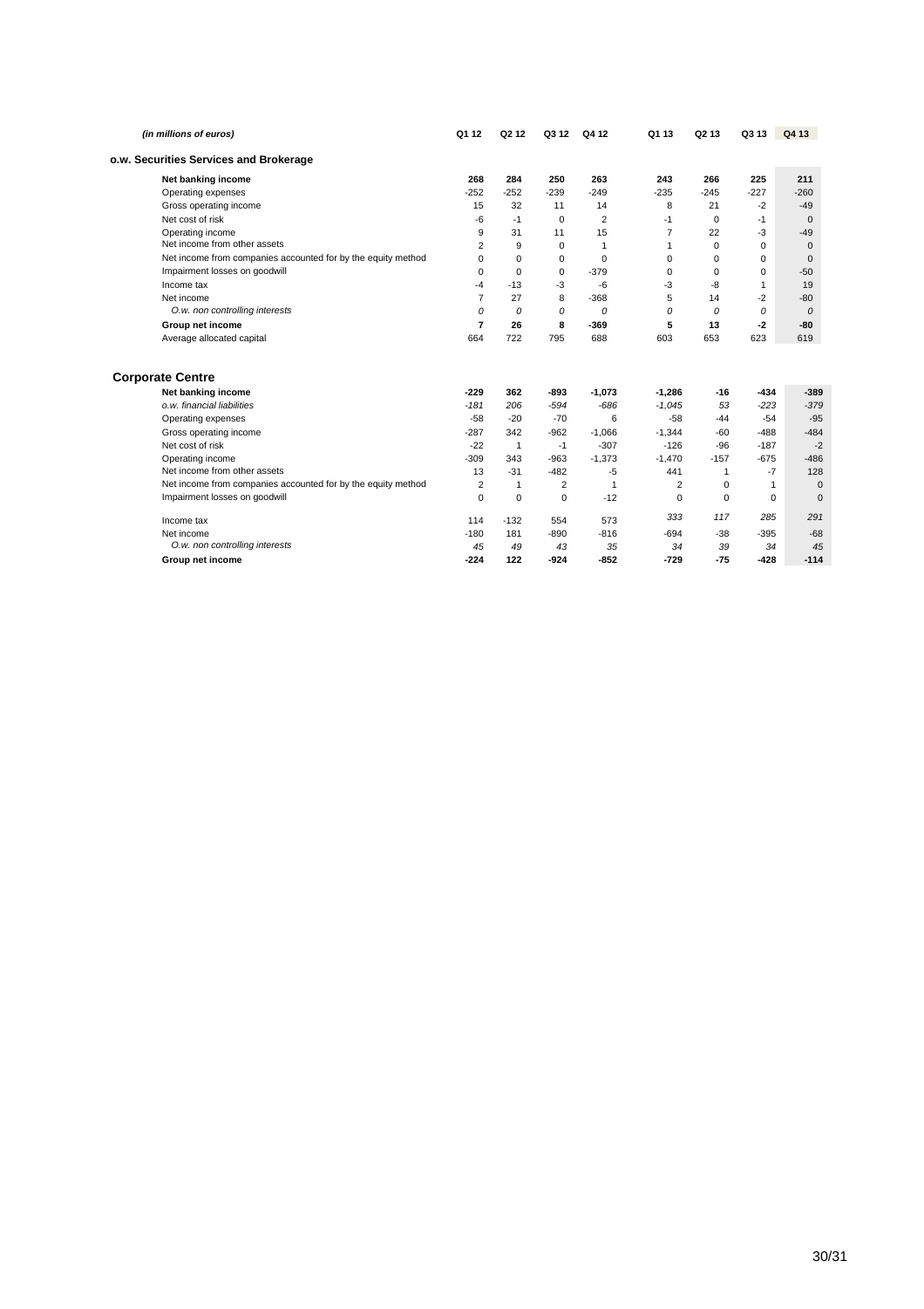| *(in millions of euros)* | Q1 12 | Q2 12 | Q3 12 | Q4 12 | Q1 13 | Q2 13 | Q3 13 | Q4 13 |
|---|---|---|---|---|---|---|---|---|
| **o.w. Securities Services and Brokerage** | | | | | | | | |
| **Net banking income** | **268** | **284** | **250** | **263** | **243** | **266** | **225** | **211** |
| Operating expenses | -252 | -252 | -239 | -249 | -235 | -245 | -227 | -260 |
| Gross operating income | 15 | 32 | 11 | 14 | 8 | 21 | -2 | -49 |
| Net cost of risk | -6 | -1 | 0 | 2 | -1 | 0 | -1 | 0 |
| Operating income | 9 | 31 | 11 | 15 | 7 | 22 | -3 | -49 |
| Net income from other assets | 2 | 9 | 0 | 1 | 1 | 0 | 0 | 0 |
| Net income from companies accounted for by the equity method | 0 | 0 | 0 | 0 | 0 | 0 | 0 | 0 |
| Impairment losses on goodwill | 0 | 0 | 0 | -379 | 0 | 0 | 0 | -50 |
| Income tax | -4 | -13 | -3 | -6 | -3 | -8 | 1 | 19 |
| Net income | 7 | 27 | 8 | -368 | 5 | 14 | -2 | -80 |
| *O.w. non controlling interests* | *0* | *0* | *0* | *0* | *0* | *0* | *0* | *0* |
| **Group net income** | **7** | **26** | **8** | **-369** | **5** | **13** | **-2** | **-80** |
| Average allocated capital | 664 | 722 | 795 | 688 | 603 | 653 | 623 | 619 |

## Corporate Centre

| | Q1 12 | Q2 12 | Q3 12 | Q4 12 | Q1 13 | Q2 13 | Q3 13 | Q4 13 |
|---|---|---|---|---|---|---|---|---|
| **Net banking income** | **-229** | **362** | **-893** | **-1,073** | **-1,286** | **-16** | **-434** | **-389** |
| *o.w. financial liabilities* | *-181* | *206* | *-594* | *-686* | *-1,045* | *53* | *-223* | *-379* |
| Operating expenses | -58 | -20 | -70 | 6 | -58 | -44 | -54 | -95 |
| Gross operating income | -287 | 342 | -962 | -1,066 | -1,344 | -60 | -488 | -484 |
| Net cost of risk | -22 | 1 | -1 | -307 | -126 | -96 | -187 | -2 |
| Operating income | -309 | 343 | -963 | -1,373 | -1,470 | -157 | -675 | -486 |
| Net income from other assets | 13 | -31 | -482 | -5 | 441 | 1 | -7 | 128 |
| Net income from companies accounted for by the equity method | 2 | 1 | 2 | 1 | 2 | 0 | 1 | 0 |
| Impairment losses on goodwill | 0 | 0 | 0 | -12 | 0 | 0 | 0 | 0 |
| Income tax | 114 | -132 | 554 | 573 | *333* | *117* | *285* | *291* |
| Net income | -180 | 181 | -890 | -816 | -694 | -38 | -395 | -68 |
| *O.w. non controlling interests* | *45* | *49* | *43* | *35* | *34* | *39* | *34* | *45* |
| **Group net income** | **-224** | **122** | **-924** | **-852** | **-729** | **-75** | **-428** | **-114** |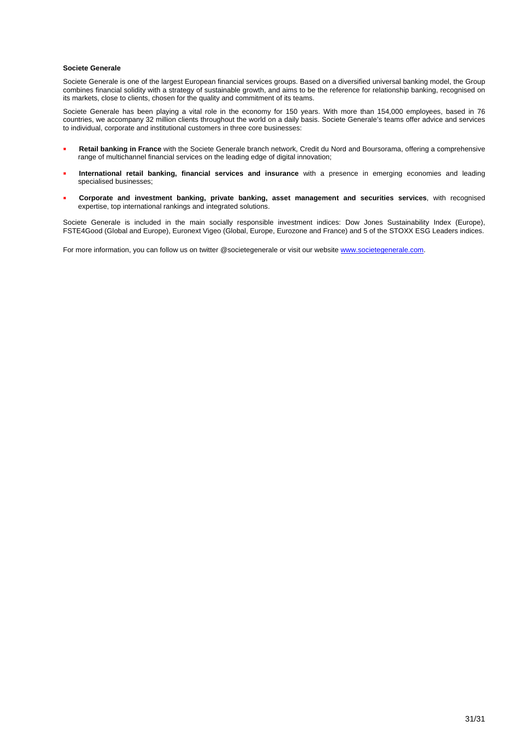**Societe Generale**

Societe Generale is one of the largest European financial services groups. Based on a diversified universal banking model, the Group combines financial solidity with a strategy of sustainable growth, and aims to be the reference for relationship banking, recognised on its markets, close to clients, chosen for the quality and commitment of its teams.

Societe Generale has been playing a vital role in the economy for 150 years. With more than 154,000 employees, based in 76 countries, we accompany 32 million clients throughout the world on a daily basis. Societe Generale's teams offer advice and services to individual, corporate and institutional customers in three core businesses:

- **Retail banking in France** with the Societe Generale branch network, Credit du Nord and Boursorama, offering a comprehensive range of multichannel financial services on the leading edge of digital innovation;
- **International retail banking, financial services and insurance** with a presence in emerging economies and leading specialised businesses;
- **Corporate and investment banking, private banking, asset management and securities services**, with recognised expertise, top international rankings and integrated solutions.

Societe Generale is included in the main socially responsible investment indices: Dow Jones Sustainability Index (Europe), FSTE4Good (Global and Europe), Euronext Vigeo (Global, Europe, Eurozone and France) and 5 of the STOXX ESG Leaders indices.

For more information, you can follow us on twitter @societegenerale or visit our website www.societegenerale.com.